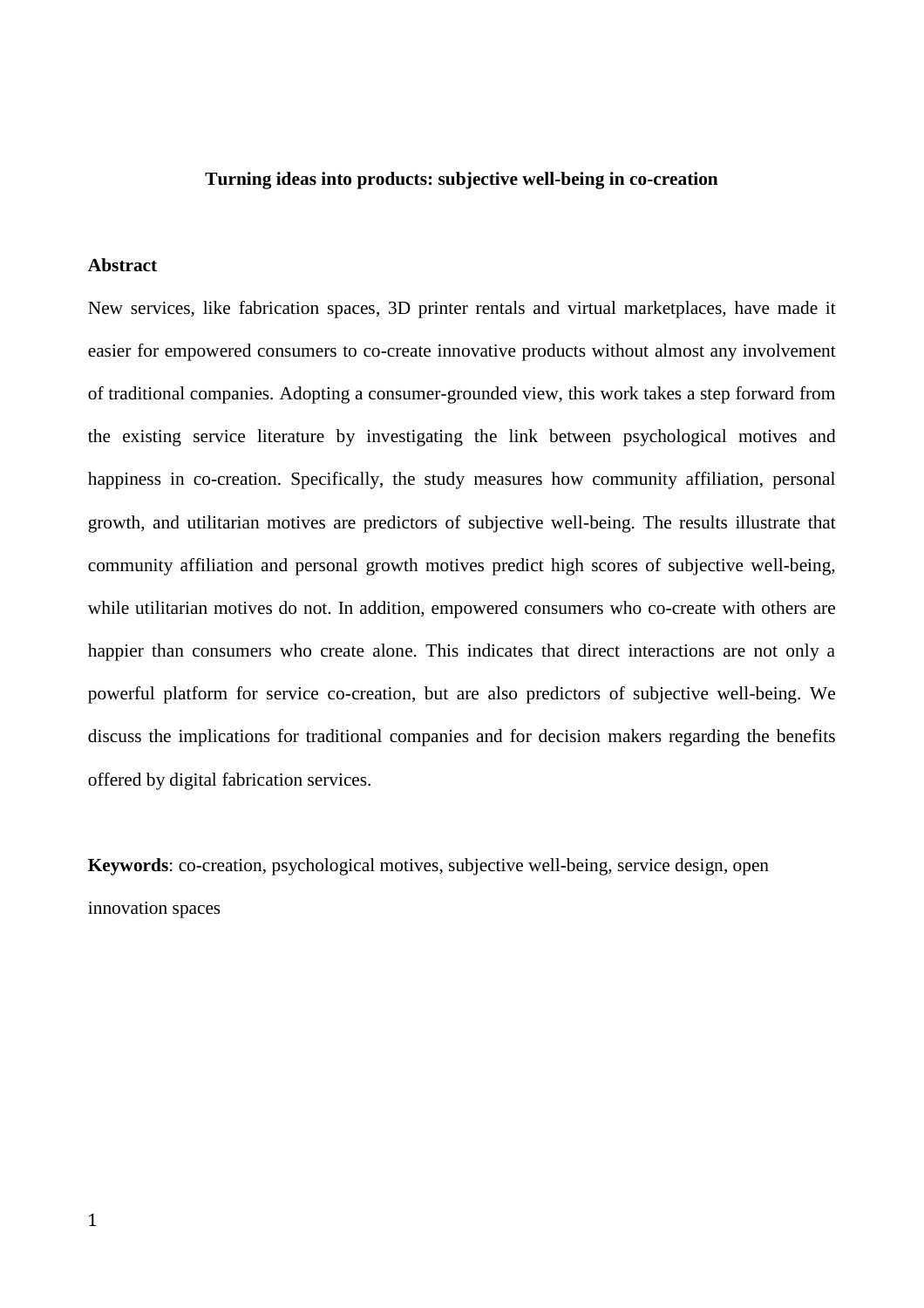# Turning ideas into products: subjective well-being in co-creation

## Abstract

New services, like fabrication spaces, 3D printer rentals and virtual marketplaces, have made it easier for empowered consumers to co-create innovative products without almost any involvement of traditional companies. Adopting a consumer-grounded view, this work takes a step forward from the existing service literature by investigating the link between psychological motives and happiness in co-creation. Specifically, the study measures how community affiliation, personal growth, and utilitarian motives are predictors of subjective well-being. The results illustrate that community affiliation and personal growth motives predict high scores of subjective well-being, while utilitarian motives do not. In addition, empowered consumers who co-create with others are happier than consumers who create alone. This indicates that direct interactions are not only a powerful platform for service co-creation, but are also predictors of subjective well-being. We discuss the implications for traditional companies and for decision makers regarding the benefits offered by digital fabrication services.

**Keywords**: co-creation, psychological motives, subjective well-being, service design, open innovation spaces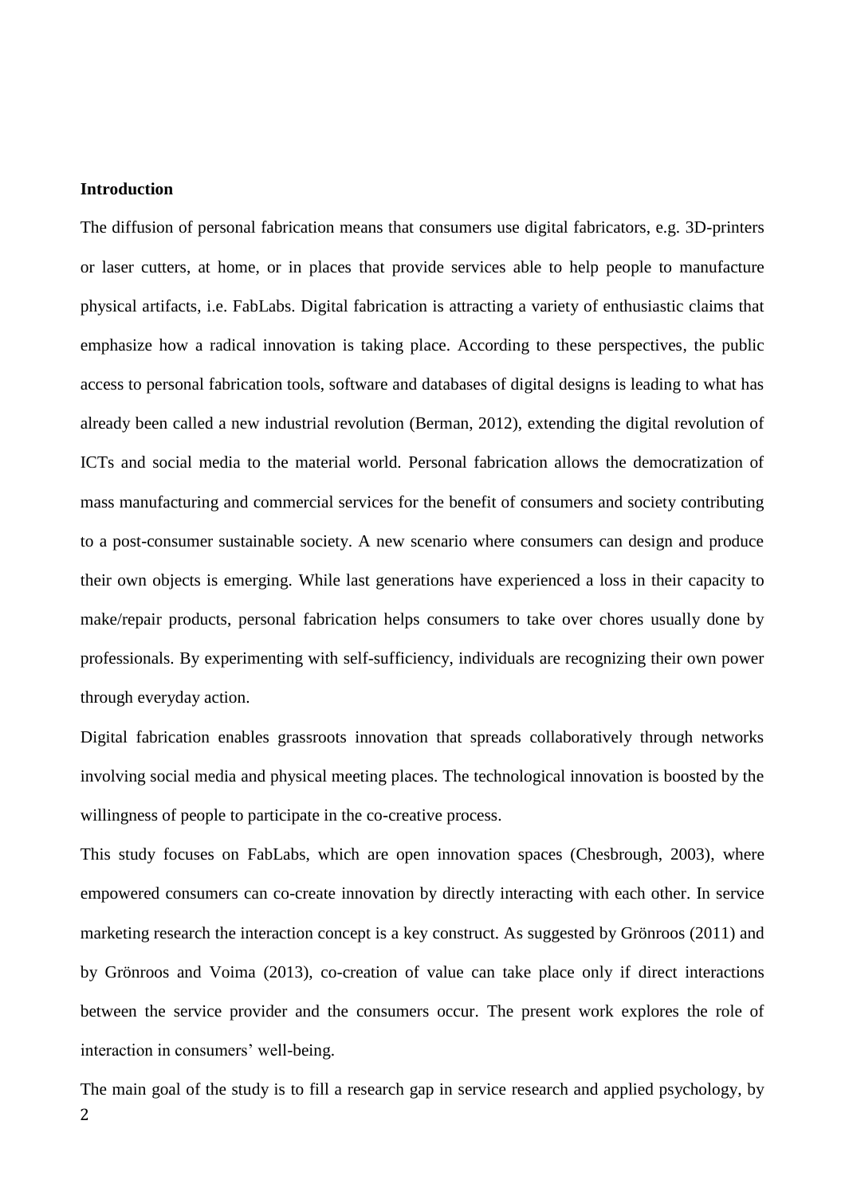**Introduction**

The diffusion of personal fabrication means that consumers use digital fabricators, e.g. 3D-printers or laser cutters, at home, or in places that provide services able to help people to manufacture physical artifacts, i.e. FabLabs. Digital fabrication is attracting a variety of enthusiastic claims that emphasize how a radical innovation is taking place. According to these perspectives, the public access to personal fabrication tools, software and databases of digital designs is leading to what has already been called a new industrial revolution (Berman, 2012), extending the digital revolution of ICTs and social media to the material world. Personal fabrication allows the democratization of mass manufacturing and commercial services for the benefit of consumers and society contributing to a post-consumer sustainable society. A new scenario where consumers can design and produce their own objects is emerging. While last generations have experienced a loss in their capacity to make/repair products, personal fabrication helps consumers to take over chores usually done by professionals. By experimenting with self-sufficiency, individuals are recognizing their own power through everyday action.

Digital fabrication enables grassroots innovation that spreads collaboratively through networks involving social media and physical meeting places. The technological innovation is boosted by the willingness of people to participate in the co-creative process.

This study focuses on FabLabs, which are open innovation spaces (Chesbrough, 2003), where empowered consumers can co-create innovation by directly interacting with each other. In service marketing research the interaction concept is a key construct. As suggested by Grönroos (2011) and by Grönroos and Voima (2013), co-creation of value can take place only if direct interactions between the service provider and the consumers occur. The present work explores the role of interaction in consumers' well-being.

The main goal of the study is to fill a research gap in service research and applied psychology, by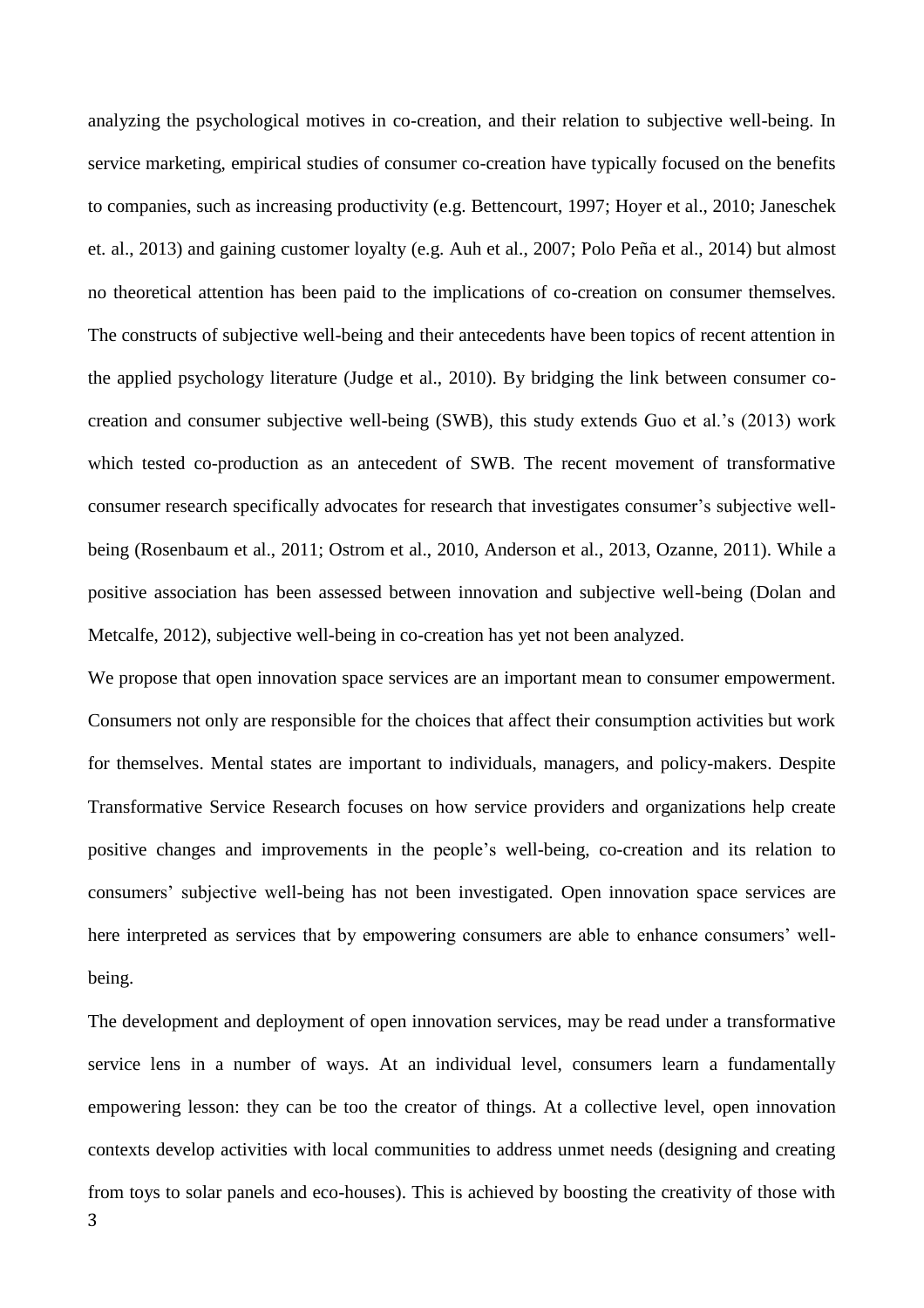analyzing the psychological motives in co-creation, and their relation to subjective well-being. In service marketing, empirical studies of consumer co-creation have typically focused on the benefits to companies, such as increasing productivity (e.g. Bettencourt, 1997; Hoyer et al., 2010; Janeschek et. al., 2013) and gaining customer loyalty (e.g. Auh et al., 2007; Polo Peña et al., 2014) but almost no theoretical attention has been paid to the implications of co-creation on consumer themselves. The constructs of subjective well-being and their antecedents have been topics of recent attention in the applied psychology literature (Judge et al., 2010). By bridging the link between consumer co-creation and consumer subjective well-being (SWB), this study extends Guo et al.'s (2013) work which tested co-production as an antecedent of SWB. The recent movement of transformative consumer research specifically advocates for research that investigates consumer's subjective well-being (Rosenbaum et al., 2011; Ostrom et al., 2010, Anderson et al., 2013, Ozanne, 2011). While a positive association has been assessed between innovation and subjective well-being (Dolan and Metcalfe, 2012), subjective well-being in co-creation has yet not been analyzed.

We propose that open innovation space services are an important mean to consumer empowerment. Consumers not only are responsible for the choices that affect their consumption activities but work for themselves. Mental states are important to individuals, managers, and policy-makers. Despite Transformative Service Research focuses on how service providers and organizations help create positive changes and improvements in the people's well-being, co-creation and its relation to consumers' subjective well-being has not been investigated. Open innovation space services are here interpreted as services that by empowering consumers are able to enhance consumers' well-being.

The development and deployment of open innovation services, may be read under a transformative service lens in a number of ways. At an individual level, consumers learn a fundamentally empowering lesson: they can be too the creator of things. At a collective level, open innovation contexts develop activities with local communities to address unmet needs (designing and creating from toys to solar panels and eco-houses). This is achieved by boosting the creativity of those with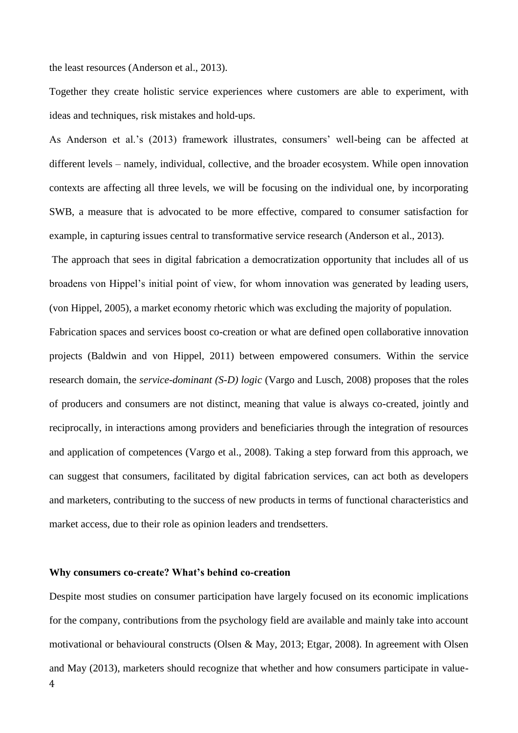the least resources (Anderson et al., 2013).

Together they create holistic service experiences where customers are able to experiment, with ideas and techniques, risk mistakes and hold-ups.

As Anderson et al.'s (2013) framework illustrates, consumers' well-being can be affected at different levels – namely, individual, collective, and the broader ecosystem. While open innovation contexts are affecting all three levels, we will be focusing on the individual one, by incorporating SWB, a measure that is advocated to be more effective, compared to consumer satisfaction for example, in capturing issues central to transformative service research (Anderson et al., 2013).

The approach that sees in digital fabrication a democratization opportunity that includes all of us broadens von Hippel's initial point of view, for whom innovation was generated by leading users, (von Hippel, 2005), a market economy rhetoric which was excluding the majority of population.

Fabrication spaces and services boost co-creation or what are defined open collaborative innovation projects (Baldwin and von Hippel, 2011) between empowered consumers. Within the service research domain, the *service-dominant (S-D) logic* (Vargo and Lusch, 2008) proposes that the roles of producers and consumers are not distinct, meaning that value is always co-created, jointly and reciprocally, in interactions among providers and beneficiaries through the integration of resources and application of competences (Vargo et al., 2008). Taking a step forward from this approach, we can suggest that consumers, facilitated by digital fabrication services, can act both as developers and marketers, contributing to the success of new products in terms of functional characteristics and market access, due to their role as opinion leaders and trendsetters.

**Why consumers co-create? What's behind co-creation**

Despite most studies on consumer participation have largely focused on its economic implications for the company, contributions from the psychology field are available and mainly take into account motivational or behavioural constructs (Olsen & May, 2013; Etgar, 2008). In agreement with Olsen and May (2013), marketers should recognize that whether and how consumers participate in value-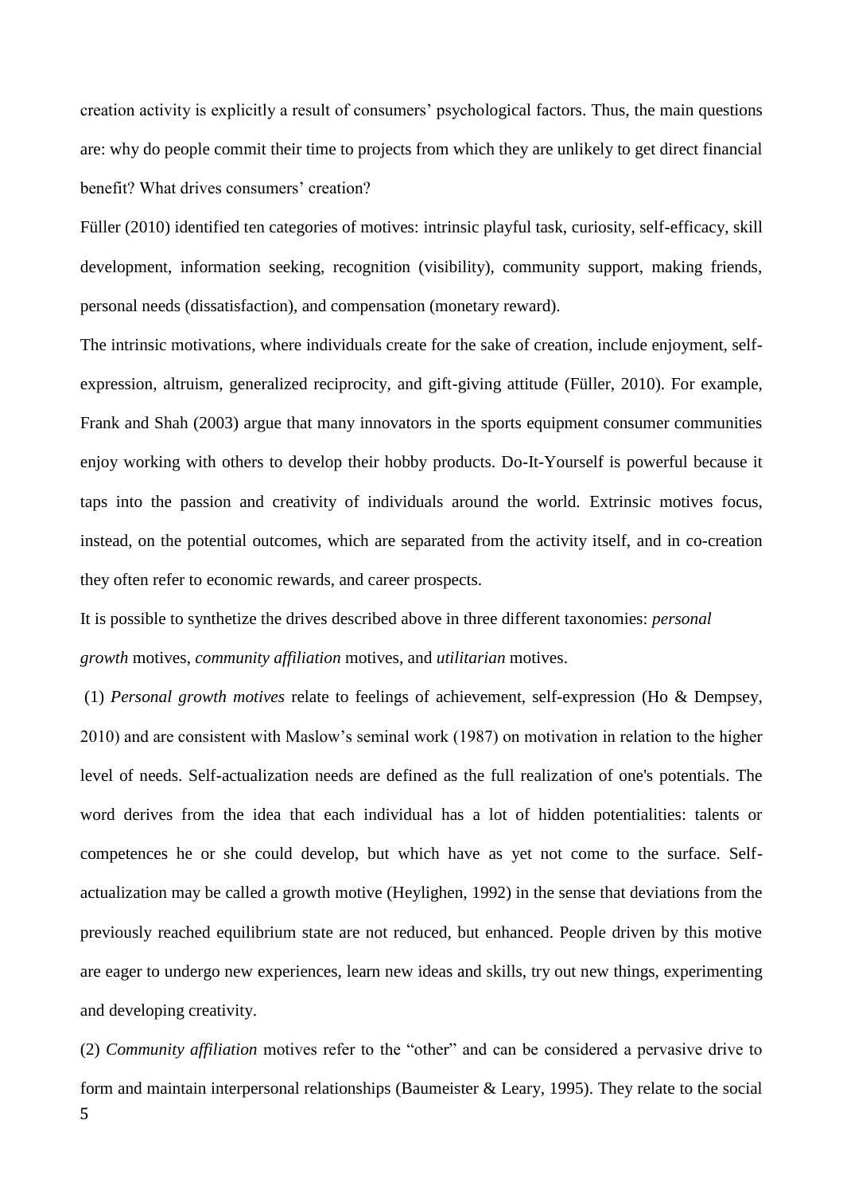creation activity is explicitly a result of consumers' psychological factors. Thus, the main questions are: why do people commit their time to projects from which they are unlikely to get direct financial benefit? What drives consumers' creation?

Füller (2010) identified ten categories of motives: intrinsic playful task, curiosity, self-efficacy, skill development, information seeking, recognition (visibility), community support, making friends, personal needs (dissatisfaction), and compensation (monetary reward).

The intrinsic motivations, where individuals create for the sake of creation, include enjoyment, self-expression, altruism, generalized reciprocity, and gift-giving attitude (Füller, 2010). For example, Frank and Shah (2003) argue that many innovators in the sports equipment consumer communities enjoy working with others to develop their hobby products. Do-It-Yourself is powerful because it taps into the passion and creativity of individuals around the world. Extrinsic motives focus, instead, on the potential outcomes, which are separated from the activity itself, and in co-creation they often refer to economic rewards, and career prospects.

It is possible to synthetize the drives described above in three different taxonomies: *personal growth* motives, *community affiliation* motives, and *utilitarian* motives.

(1) *Personal growth motives* relate to feelings of achievement, self-expression (Ho & Dempsey, 2010) and are consistent with Maslow's seminal work (1987) on motivation in relation to the higher level of needs. Self-actualization needs are defined as the full realization of one's potentials. The word derives from the idea that each individual has a lot of hidden potentialities: talents or competences he or she could develop, but which have as yet not come to the surface. Self-actualization may be called a growth motive (Heylighen, 1992) in the sense that deviations from the previously reached equilibrium state are not reduced, but enhanced. People driven by this motive are eager to undergo new experiences, learn new ideas and skills, try out new things, experimenting and developing creativity.

(2) *Community affiliation* motives refer to the "other" and can be considered a pervasive drive to form and maintain interpersonal relationships (Baumeister & Leary, 1995). They relate to the social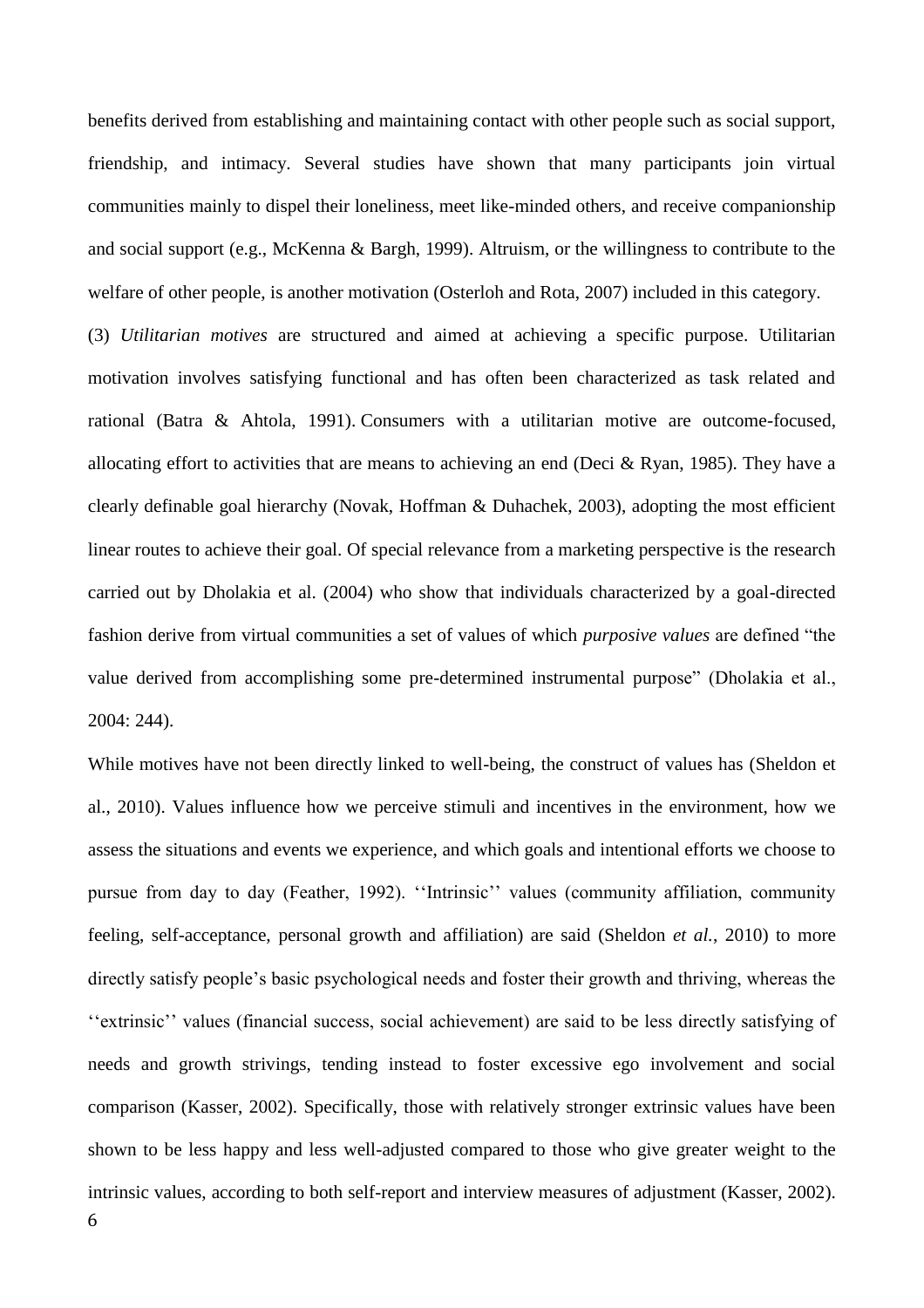benefits derived from establishing and maintaining contact with other people such as social support, friendship, and intimacy. Several studies have shown that many participants join virtual communities mainly to dispel their loneliness, meet like-minded others, and receive companionship and social support (e.g., McKenna & Bargh, 1999). Altruism, or the willingness to contribute to the welfare of other people, is another motivation (Osterloh and Rota, 2007) included in this category.

(3) *Utilitarian motives* are structured and aimed at achieving a specific purpose. Utilitarian motivation involves satisfying functional and has often been characterized as task related and rational (Batra & Ahtola, 1991). Consumers with a utilitarian motive are outcome-focused, allocating effort to activities that are means to achieving an end (Deci & Ryan, 1985). They have a clearly definable goal hierarchy (Novak, Hoffman & Duhachek, 2003), adopting the most efficient linear routes to achieve their goal. Of special relevance from a marketing perspective is the research carried out by Dholakia et al. (2004) who show that individuals characterized by a goal-directed fashion derive from virtual communities a set of values of which *purposive values* are defined "the value derived from accomplishing some pre-determined instrumental purpose" (Dholakia et al., 2004: 244).

While motives have not been directly linked to well-being, the construct of values has (Sheldon et al., 2010). Values influence how we perceive stimuli and incentives in the environment, how we assess the situations and events we experience, and which goals and intentional efforts we choose to pursue from day to day (Feather, 1992). ''Intrinsic'' values (community affiliation, community feeling, self-acceptance, personal growth and affiliation) are said (Sheldon *et al.*, 2010) to more directly satisfy people's basic psychological needs and foster their growth and thriving, whereas the ''extrinsic'' values (financial success, social achievement) are said to be less directly satisfying of needs and growth strivings, tending instead to foster excessive ego involvement and social comparison (Kasser, 2002). Specifically, those with relatively stronger extrinsic values have been shown to be less happy and less well-adjusted compared to those who give greater weight to the intrinsic values, according to both self-report and interview measures of adjustment (Kasser, 2002).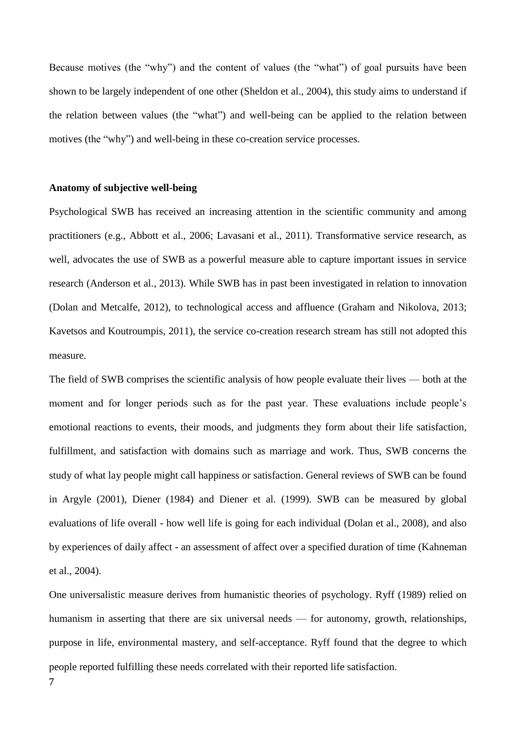Because motives (the "why") and the content of values (the "what") of goal pursuits have been shown to be largely independent of one other (Sheldon et al., 2004), this study aims to understand if the relation between values (the "what") and well-being can be applied to the relation between motives (the "why") and well-being in these co-creation service processes.

**Anatomy of subjective well-being**

Psychological SWB has received an increasing attention in the scientific community and among practitioners (e.g., Abbott et al., 2006; Lavasani et al., 2011). Transformative service research, as well, advocates the use of SWB as a powerful measure able to capture important issues in service research (Anderson et al., 2013). While SWB has in past been investigated in relation to innovation (Dolan and Metcalfe, 2012), to technological access and affluence (Graham and Nikolova, 2013; Kavetsos and Koutroumpis, 2011), the service co-creation research stream has still not adopted this measure.

The field of SWB comprises the scientific analysis of how people evaluate their lives — both at the moment and for longer periods such as for the past year. These evaluations include people's emotional reactions to events, their moods, and judgments they form about their life satisfaction, fulfillment, and satisfaction with domains such as marriage and work. Thus, SWB concerns the study of what lay people might call happiness or satisfaction. General reviews of SWB can be found in Argyle (2001), Diener (1984) and Diener et al. (1999). SWB can be measured by global evaluations of life overall - how well life is going for each individual (Dolan et al., 2008), and also by experiences of daily affect - an assessment of affect over a specified duration of time (Kahneman et al., 2004).

One universalistic measure derives from humanistic theories of psychology. Ryff (1989) relied on humanism in asserting that there are six universal needs — for autonomy, growth, relationships, purpose in life, environmental mastery, and self-acceptance. Ryff found that the degree to which people reported fulfilling these needs correlated with their reported life satisfaction.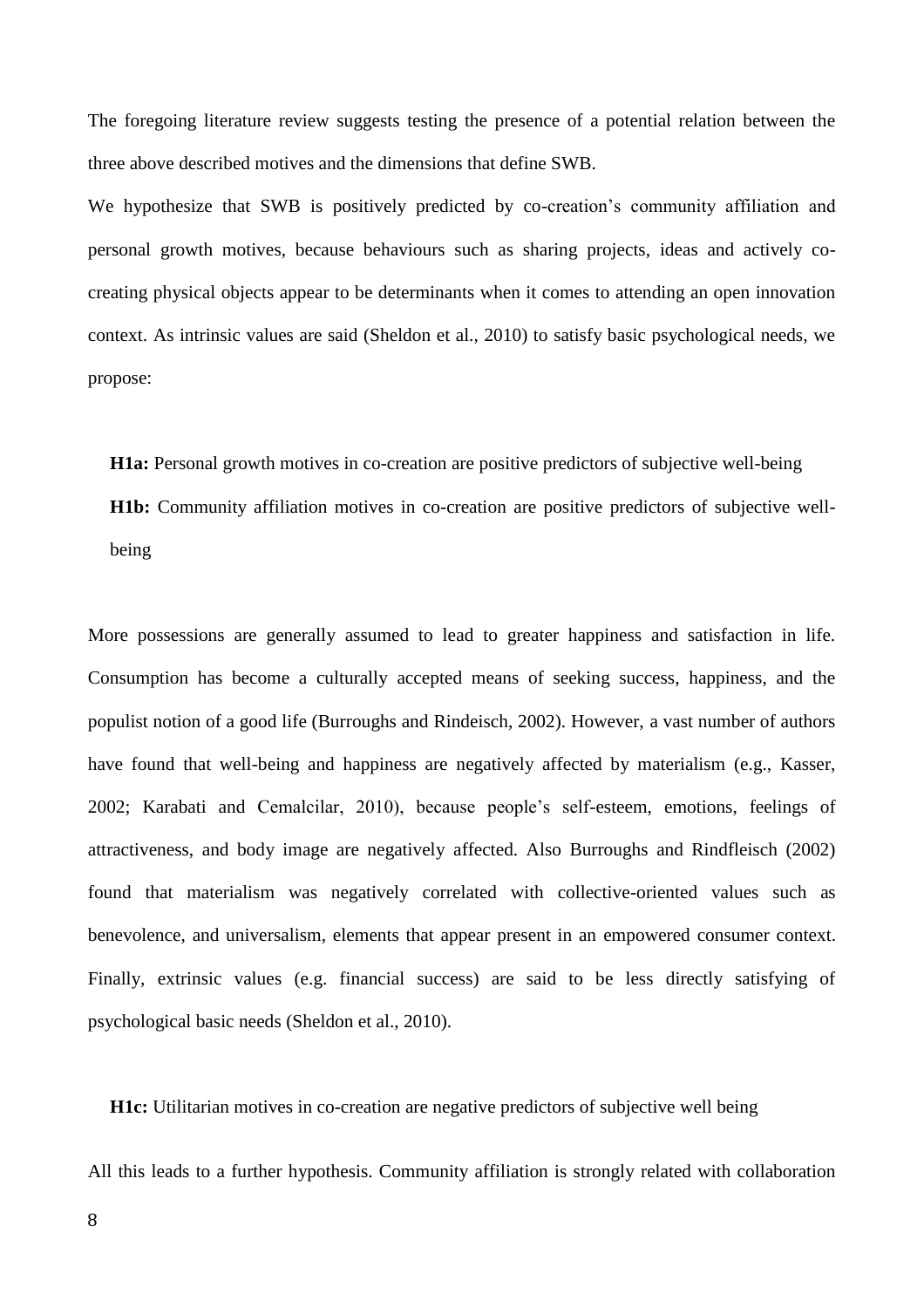The foregoing literature review suggests testing the presence of a potential relation between the three above described motives and the dimensions that define SWB.

We hypothesize that SWB is positively predicted by co-creation's community affiliation and personal growth motives, because behaviours such as sharing projects, ideas and actively co-creating physical objects appear to be determinants when it comes to attending an open innovation context. As intrinsic values are said (Sheldon et al., 2010) to satisfy basic psychological needs, we propose:

**H1a:** Personal growth motives in co-creation are positive predictors of subjective well-being

**H1b:** Community affiliation motives in co-creation are positive predictors of subjective well-being

More possessions are generally assumed to lead to greater happiness and satisfaction in life. Consumption has become a culturally accepted means of seeking success, happiness, and the populist notion of a good life (Burroughs and Rindeisch, 2002). However, a vast number of authors have found that well-being and happiness are negatively affected by materialism (e.g., Kasser, 2002; Karabati and Cemalcilar, 2010), because people's self-esteem, emotions, feelings of attractiveness, and body image are negatively affected. Also Burroughs and Rindfleisch (2002) found that materialism was negatively correlated with collective-oriented values such as benevolence, and universalism, elements that appear present in an empowered consumer context. Finally, extrinsic values (e.g. financial success) are said to be less directly satisfying of psychological basic needs (Sheldon et al., 2010).

**H1c:** Utilitarian motives in co-creation are negative predictors of subjective well being

All this leads to a further hypothesis. Community affiliation is strongly related with collaboration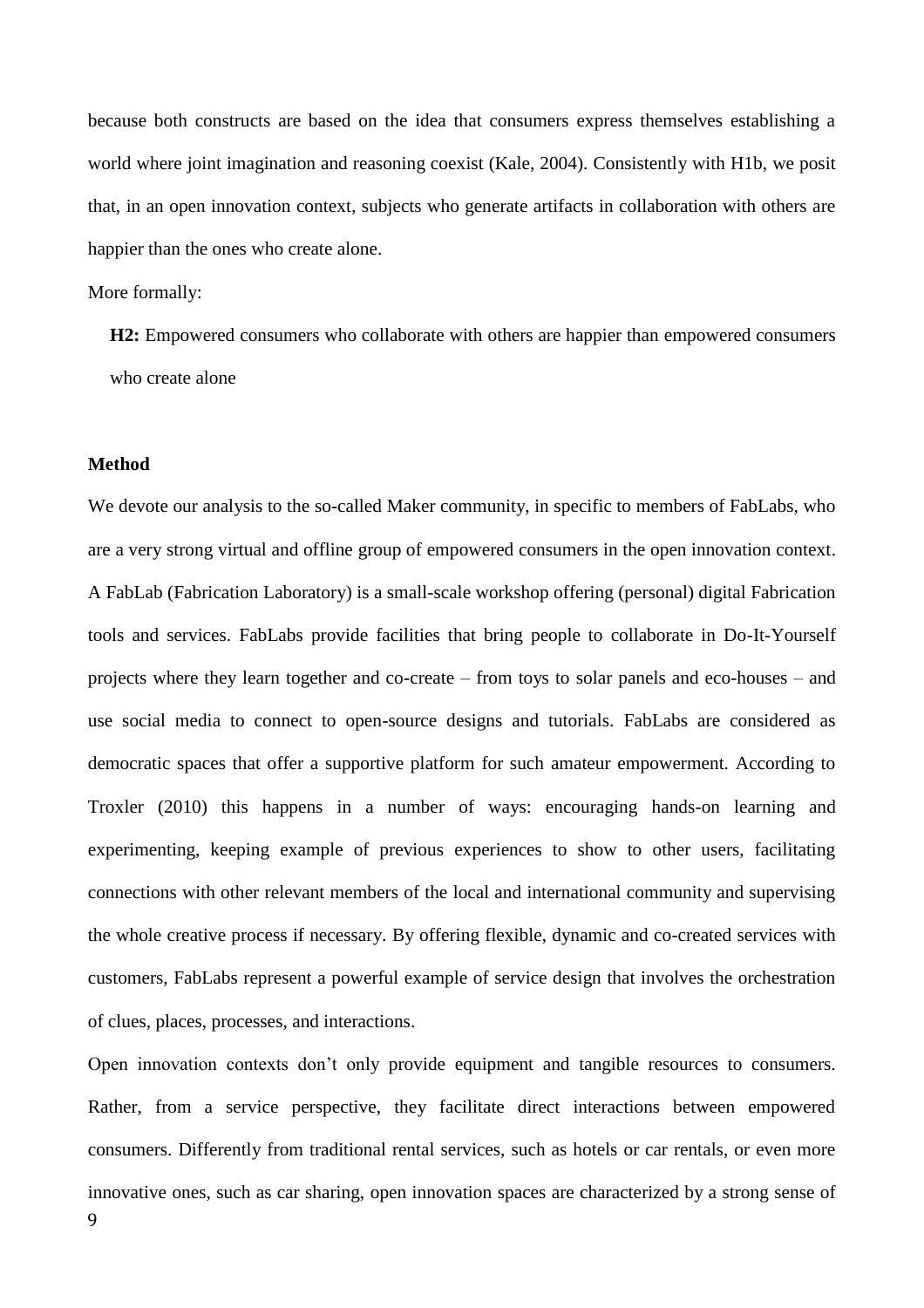because both constructs are based on the idea that consumers express themselves establishing a world where joint imagination and reasoning coexist (Kale, 2004). Consistently with H1b, we posit that, in an open innovation context, subjects who generate artifacts in collaboration with others are happier than the ones who create alone.

More formally:

**H2:** Empowered consumers who collaborate with others are happier than empowered consumers who create alone

**Method**

We devote our analysis to the so-called Maker community, in specific to members of FabLabs, who are a very strong virtual and offline group of empowered consumers in the open innovation context. A FabLab (Fabrication Laboratory) is a small-scale workshop offering (personal) digital Fabrication tools and services. FabLabs provide facilities that bring people to collaborate in Do-It-Yourself projects where they learn together and co-create – from toys to solar panels and eco-houses – and use social media to connect to open-source designs and tutorials. FabLabs are considered as democratic spaces that offer a supportive platform for such amateur empowerment. According to Troxler (2010) this happens in a number of ways: encouraging hands-on learning and experimenting, keeping example of previous experiences to show to other users, facilitating connections with other relevant members of the local and international community and supervising the whole creative process if necessary. By offering flexible, dynamic and co-created services with customers, FabLabs represent a powerful example of service design that involves the orchestration of clues, places, processes, and interactions.

Open innovation contexts don't only provide equipment and tangible resources to consumers. Rather, from a service perspective, they facilitate direct interactions between empowered consumers. Differently from traditional rental services, such as hotels or car rentals, or even more innovative ones, such as car sharing, open innovation spaces are characterized by a strong sense of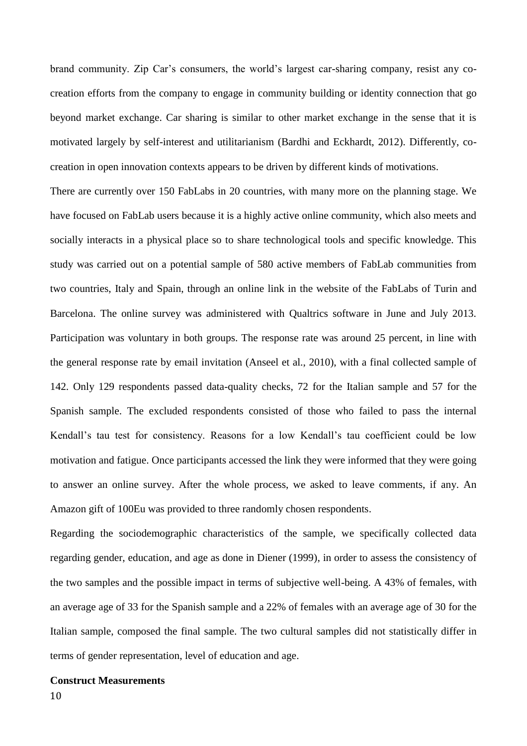brand community. Zip Car's consumers, the world's largest car-sharing company, resist any co-creation efforts from the company to engage in community building or identity connection that go beyond market exchange. Car sharing is similar to other market exchange in the sense that it is motivated largely by self-interest and utilitarianism (Bardhi and Eckhardt, 2012). Differently, co-creation in open innovation contexts appears to be driven by different kinds of motivations.

There are currently over 150 FabLabs in 20 countries, with many more on the planning stage. We have focused on FabLab users because it is a highly active online community, which also meets and socially interacts in a physical place so to share technological tools and specific knowledge. This study was carried out on a potential sample of 580 active members of FabLab communities from two countries, Italy and Spain, through an online link in the website of the FabLabs of Turin and Barcelona. The online survey was administered with Qualtrics software in June and July 2013. Participation was voluntary in both groups. The response rate was around 25 percent, in line with the general response rate by email invitation (Anseel et al., 2010), with a final collected sample of 142. Only 129 respondents passed data-quality checks, 72 for the Italian sample and 57 for the Spanish sample. The excluded respondents consisted of those who failed to pass the internal Kendall's tau test for consistency. Reasons for a low Kendall's tau coefficient could be low motivation and fatigue. Once participants accessed the link they were informed that they were going to answer an online survey. After the whole process, we asked to leave comments, if any. An Amazon gift of 100Eu was provided to three randomly chosen respondents.

Regarding the sociodemographic characteristics of the sample, we specifically collected data regarding gender, education, and age as done in Diener (1999), in order to assess the consistency of the two samples and the possible impact in terms of subjective well-being. A 43% of females, with an average age of 33 for the Spanish sample and a 22% of females with an average age of 30 for the Italian sample, composed the final sample. The two cultural samples did not statistically differ in terms of gender representation, level of education and age.

**Construct Measurements**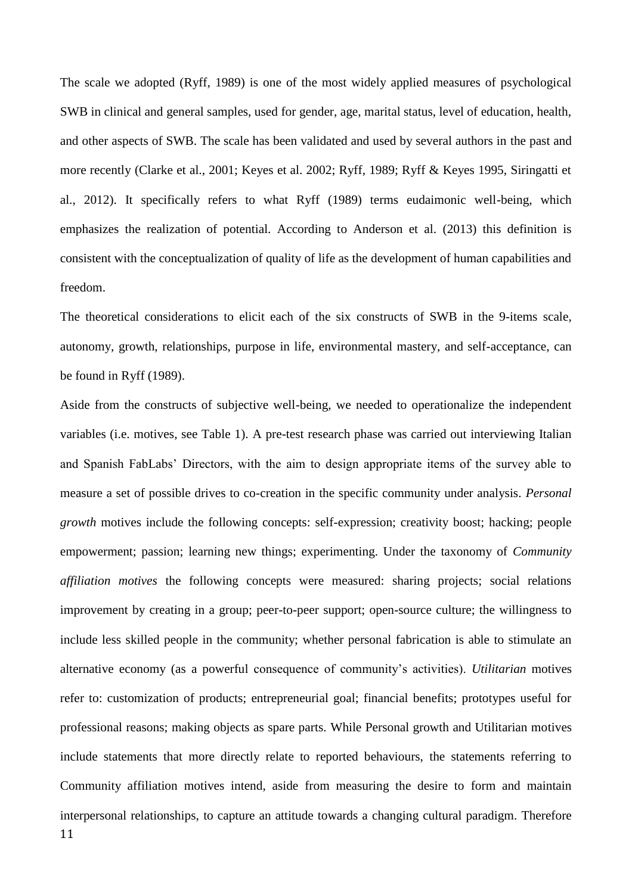The scale we adopted (Ryff, 1989) is one of the most widely applied measures of psychological SWB in clinical and general samples, used for gender, age, marital status, level of education, health, and other aspects of SWB. The scale has been validated and used by several authors in the past and more recently (Clarke et al., 2001; Keyes et al. 2002; Ryff, 1989; Ryff & Keyes 1995, Siringatti et al., 2012). It specifically refers to what Ryff (1989) terms eudaimonic well-being, which emphasizes the realization of potential. According to Anderson et al. (2013) this definition is consistent with the conceptualization of quality of life as the development of human capabilities and freedom.

The theoretical considerations to elicit each of the six constructs of SWB in the 9-items scale, autonomy, growth, relationships, purpose in life, environmental mastery, and self-acceptance, can be found in Ryff (1989).

Aside from the constructs of subjective well-being, we needed to operationalize the independent variables (i.e. motives, see Table 1). A pre-test research phase was carried out interviewing Italian and Spanish FabLabs' Directors, with the aim to design appropriate items of the survey able to measure a set of possible drives to co-creation in the specific community under analysis. *Personal growth* motives include the following concepts: self-expression; creativity boost; hacking; people empowerment; passion; learning new things; experimenting. Under the taxonomy of *Community affiliation motives* the following concepts were measured: sharing projects; social relations improvement by creating in a group; peer-to-peer support; open-source culture; the willingness to include less skilled people in the community; whether personal fabrication is able to stimulate an alternative economy (as a powerful consequence of community's activities). *Utilitarian* motives refer to: customization of products; entrepreneurial goal; financial benefits; prototypes useful for professional reasons; making objects as spare parts. While Personal growth and Utilitarian motives include statements that more directly relate to reported behaviours, the statements referring to Community affiliation motives intend, aside from measuring the desire to form and maintain interpersonal relationships, to capture an attitude towards a changing cultural paradigm. Therefore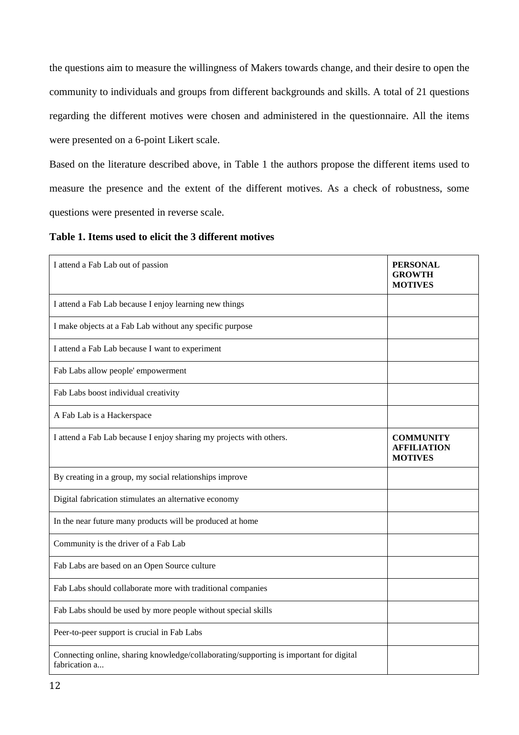the questions aim to measure the willingness of Makers towards change, and their desire to open the community to individuals and groups from different backgrounds and skills. A total of 21 questions regarding the different motives were chosen and administered in the questionnaire. All the items were presented on a 6-point Likert scale.

Based on the literature described above, in Table 1 the authors propose the different items used to measure the presence and the extent of the different motives. As a check of robustness, some questions were presented in reverse scale.

**Table 1. Items used to elicit the 3 different motives**

| | |
|---|---|
| I attend a Fab Lab out of passion | **PERSONAL GROWTH MOTIVES** |
| I attend a Fab Lab because I enjoy learning new things | |
| I make objects at a Fab Lab without any specific purpose | |
| I attend a Fab Lab because I want to experiment | |
| Fab Labs allow people' empowerment | |
| Fab Labs boost individual creativity | |
| A Fab Lab is a Hackerspace | |
| I attend a Fab Lab because I enjoy sharing my projects with others. | **COMMUNITY AFFILIATION MOTIVES** |
| By creating in a group, my social relationships improve | |
| Digital fabrication stimulates an alternative economy | |
| In the near future many products will be produced at home | |
| Community is the driver of a Fab Lab | |
| Fab Labs are based on an Open Source culture | |
| Fab Labs should collaborate more with traditional companies | |
| Fab Labs should be used by more people without special skills | |
| Peer-to-peer support is crucial in Fab Labs | |
| Connecting online, sharing knowledge/collaborating/supporting is important for digital fabrication a... | |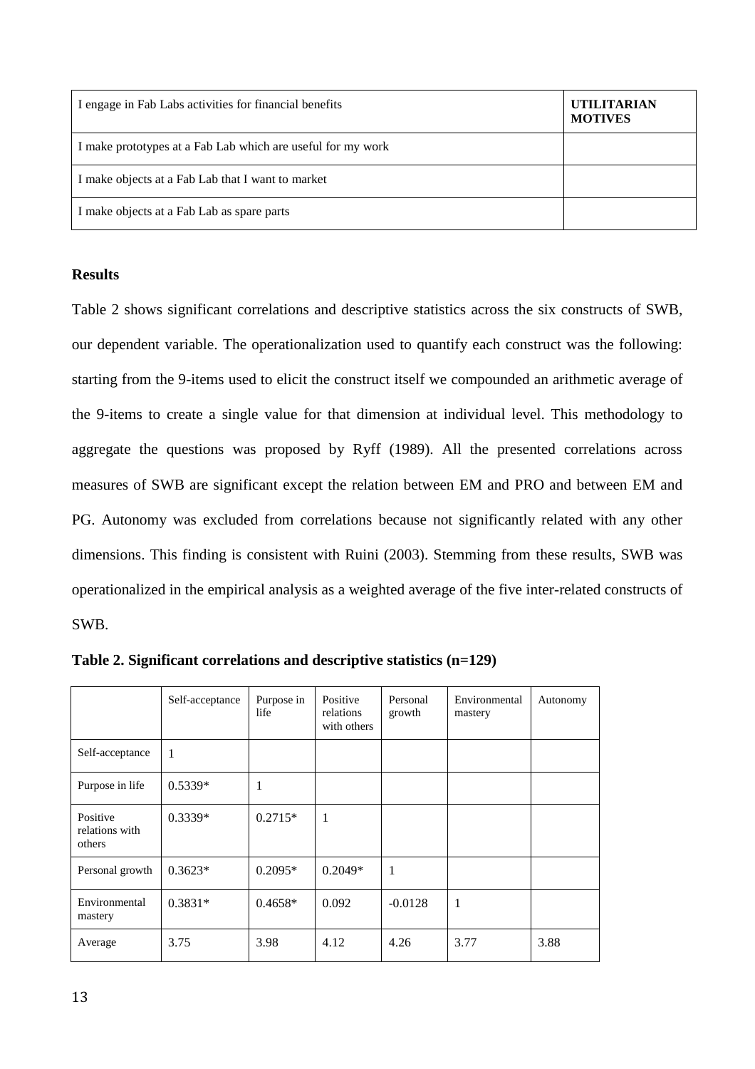| I engage in Fab Labs activities for financial benefits | **UTILITARIAN MOTIVES** |
|---|---|
| I make prototypes at a Fab Lab which are useful for my work | |
| I make objects at a Fab Lab that I want to market | |
| I make objects at a Fab Lab as spare parts | |

**Results**

Table 2 shows significant correlations and descriptive statistics across the six constructs of SWB, our dependent variable. The operationalization used to quantify each construct was the following: starting from the 9-items used to elicit the construct itself we compounded an arithmetic average of the 9-items to create a single value for that dimension at individual level. This methodology to aggregate the questions was proposed by Ryff (1989). All the presented correlations across measures of SWB are significant except the relation between EM and PRO and between EM and PG. Autonomy was excluded from correlations because not significantly related with any other dimensions. This finding is consistent with Ruini (2003). Stemming from these results, SWB was operationalized in the empirical analysis as a weighted average of the five inter-related constructs of SWB.

**Table 2. Significant correlations and descriptive statistics (n=129)**

| | Self-acceptance | Purpose in life | Positive relations with others | Personal growth | Environmental mastery | Autonomy |
|---|---|---|---|---|---|---|
| Self-acceptance | 1 | | | | | |
| Purpose in life | 0.5339* | 1 | | | | |
| Positive relations with others | 0.3339* | 0.2715* | 1 | | | |
| Personal growth | 0.3623* | 0.2095* | 0.2049* | 1 | | |
| Environmental mastery | 0.3831* | 0.4658* | 0.092 | -0.0128 | 1 | |
| Average | 3.75 | 3.98 | 4.12 | 4.26 | 3.77 | 3.88 |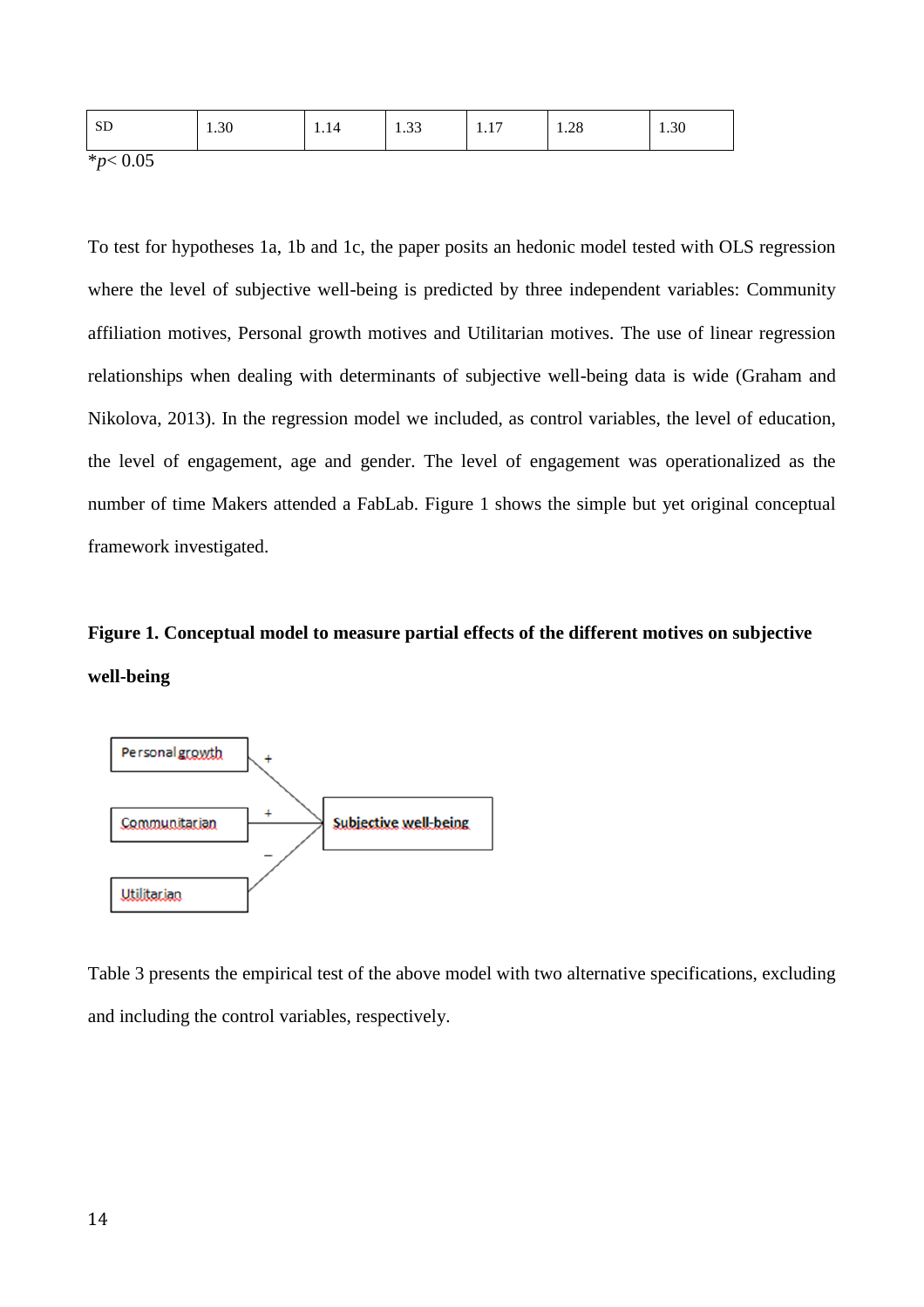| SD | 1.30 | 1.14 | 1.33 | 1.17 | 1.28 | 1.30 |
|---|---|---|---|---|---|---|

*$p < 0.05$

To test for hypotheses 1a, 1b and 1c, the paper posits an hedonic model tested with OLS regression where the level of subjective well-being is predicted by three independent variables: Community affiliation motives, Personal growth motives and Utilitarian motives. The use of linear regression relationships when dealing with determinants of subjective well-being data is wide (Graham and Nikolova, 2013). In the regression model we included, as control variables, the level of education, the level of engagement, age and gender. The level of engagement was operationalized as the number of time Makers attended a FabLab. Figure 1 shows the simple but yet original conceptual framework investigated.

**Figure 1. Conceptual model to measure partial effects of the different motives on subjective well-being**

Personal growth → (+) Subjective well-being
Communitarian → (+) Subjective well-being
Utilitarian → (−) Subjective well-being

Table 3 presents the empirical test of the above model with two alternative specifications, excluding and including the control variables, respectively.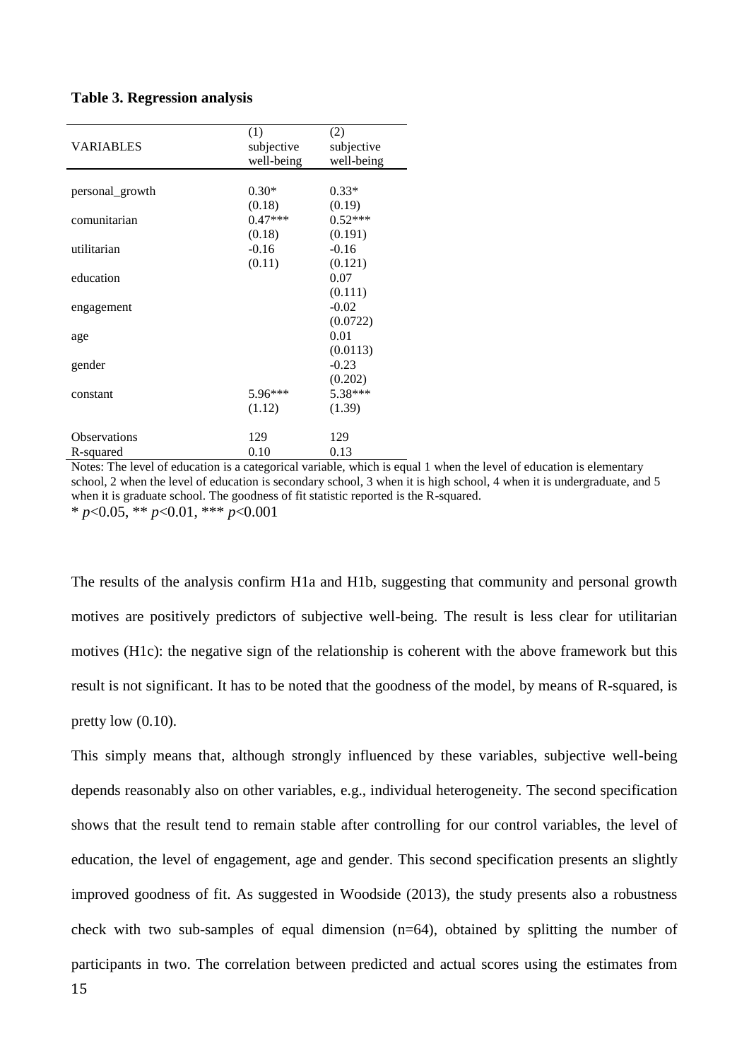**Table 3. Regression analysis**

| VARIABLES | (1) subjective well-being | (2) subjective well-being |
|---|---|---|
| personal_growth | 0.30* | 0.33* |
| | (0.18) | (0.19) |
| comunitarian | 0.47*** | 0.52*** |
| | (0.18) | (0.191) |
| utilitarian | -0.16 | -0.16 |
| | (0.11) | (0.121) |
| education | | 0.07 |
| | | (0.111) |
| engagement | | -0.02 |
| | | (0.0722) |
| age | | 0.01 |
| | | (0.0113) |
| gender | | -0.23 |
| | | (0.202) |
| constant | 5.96*** | 5.38*** |
| | (1.12) | (1.39) |
| Observations | 129 | 129 |
| R-squared | 0.10 | 0.13 |

Notes: The level of education is a categorical variable, which is equal 1 when the level of education is elementary school, 2 when the level of education is secondary school, 3 when it is high school, 4 when it is undergraduate, and 5 when it is graduate school. The goodness of fit statistic reported is the R-squared.

* $p<0.05$, ** $p<0.01$, *** $p<0.001$

The results of the analysis confirm H1a and H1b, suggesting that community and personal growth motives are positively predictors of subjective well-being. The result is less clear for utilitarian motives (H1c): the negative sign of the relationship is coherent with the above framework but this result is not significant. It has to be noted that the goodness of the model, by means of R-squared, is pretty low (0.10).

This simply means that, although strongly influenced by these variables, subjective well-being depends reasonably also on other variables, e.g., individual heterogeneity. The second specification shows that the result tend to remain stable after controlling for our control variables, the level of education, the level of engagement, age and gender. This second specification presents an slightly improved goodness of fit. As suggested in Woodside (2013), the study presents also a robustness check with two sub-samples of equal dimension (n=64), obtained by splitting the number of participants in two. The correlation between predicted and actual scores using the estimates from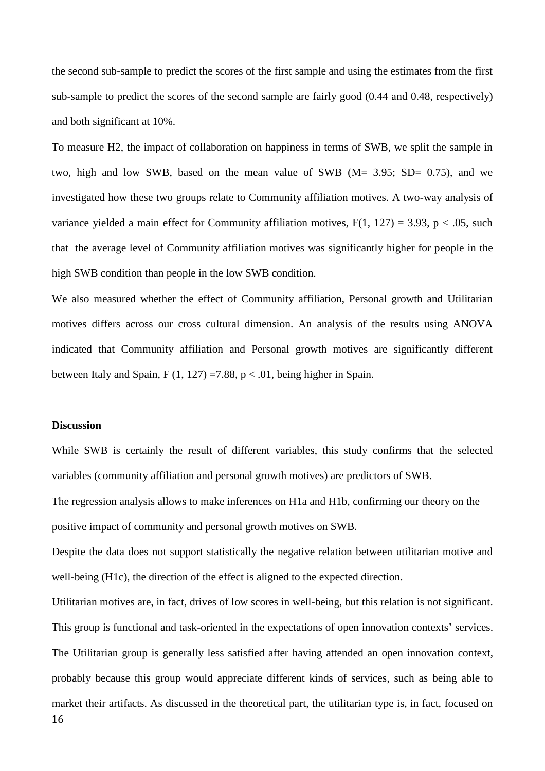the second sub-sample to predict the scores of the first sample and using the estimates from the first sub-sample to predict the scores of the second sample are fairly good (0.44 and 0.48, respectively) and both significant at 10%.

To measure H2, the impact of collaboration on happiness in terms of SWB, we split the sample in two, high and low SWB, based on the mean value of SWB (M= 3.95; SD= 0.75), and we investigated how these two groups relate to Community affiliation motives. A two-way analysis of variance yielded a main effect for Community affiliation motives, $F(1, 127) = 3.93$, $p < .05$, such that the average level of Community affiliation motives was significantly higher for people in the high SWB condition than people in the low SWB condition.

We also measured whether the effect of Community affiliation, Personal growth and Utilitarian motives differs across our cross cultural dimension. An analysis of the results using ANOVA indicated that Community affiliation and Personal growth motives are significantly different between Italy and Spain, $F(1, 127) = 7.88$, $p < .01$, being higher in Spain.

**Discussion**

While SWB is certainly the result of different variables, this study confirms that the selected variables (community affiliation and personal growth motives) are predictors of SWB.

The regression analysis allows to make inferences on H1a and H1b, confirming our theory on the positive impact of community and personal growth motives on SWB.

Despite the data does not support statistically the negative relation between utilitarian motive and well-being (H1c), the direction of the effect is aligned to the expected direction.

Utilitarian motives are, in fact, drives of low scores in well-being, but this relation is not significant. This group is functional and task-oriented in the expectations of open innovation contexts' services. The Utilitarian group is generally less satisfied after having attended an open innovation context, probably because this group would appreciate different kinds of services, such as being able to market their artifacts. As discussed in the theoretical part, the utilitarian type is, in fact, focused on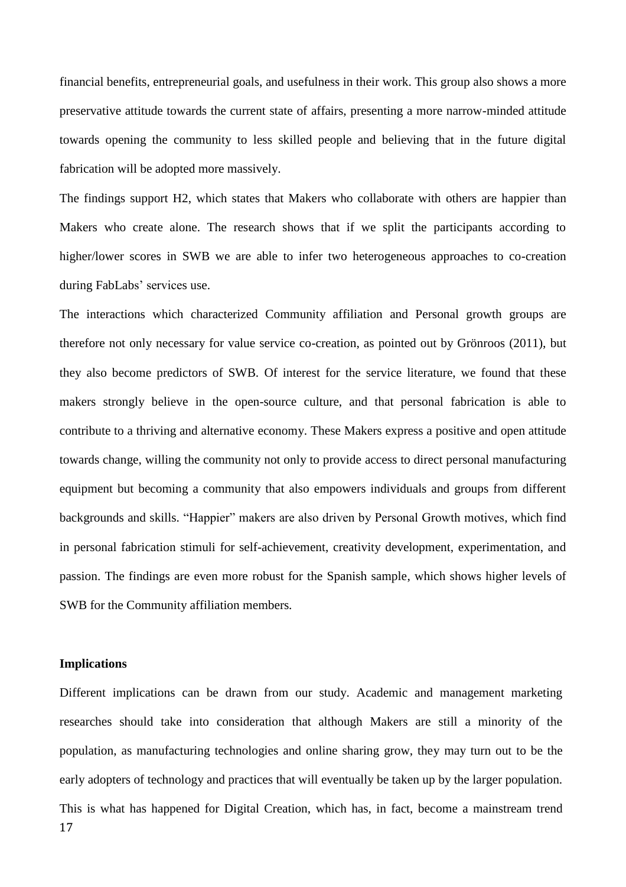financial benefits, entrepreneurial goals, and usefulness in their work. This group also shows a more preservative attitude towards the current state of affairs, presenting a more narrow-minded attitude towards opening the community to less skilled people and believing that in the future digital fabrication will be adopted more massively.

The findings support H2, which states that Makers who collaborate with others are happier than Makers who create alone. The research shows that if we split the participants according to higher/lower scores in SWB we are able to infer two heterogeneous approaches to co-creation during FabLabs' services use.

The interactions which characterized Community affiliation and Personal growth groups are therefore not only necessary for value service co-creation, as pointed out by Grönroos (2011), but they also become predictors of SWB. Of interest for the service literature, we found that these makers strongly believe in the open-source culture, and that personal fabrication is able to contribute to a thriving and alternative economy. These Makers express a positive and open attitude towards change, willing the community not only to provide access to direct personal manufacturing equipment but becoming a community that also empowers individuals and groups from different backgrounds and skills. "Happier" makers are also driven by Personal Growth motives, which find in personal fabrication stimuli for self-achievement, creativity development, experimentation, and passion. The findings are even more robust for the Spanish sample, which shows higher levels of SWB for the Community affiliation members.

**Implications**

Different implications can be drawn from our study. Academic and management marketing researches should take into consideration that although Makers are still a minority of the population, as manufacturing technologies and online sharing grow, they may turn out to be the early adopters of technology and practices that will eventually be taken up by the larger population. This is what has happened for Digital Creation, which has, in fact, become a mainstream trend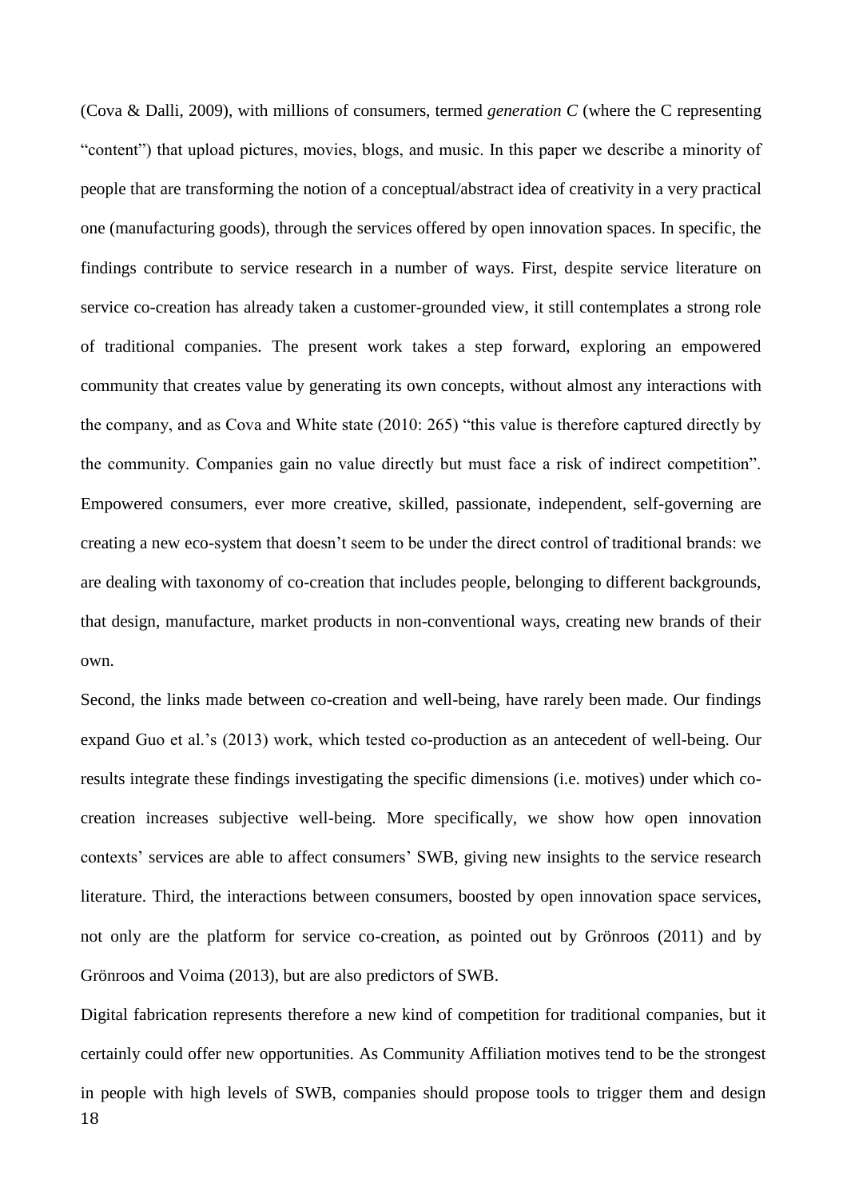(Cova & Dalli, 2009), with millions of consumers, termed *generation C* (where the C representing "content") that upload pictures, movies, blogs, and music. In this paper we describe a minority of people that are transforming the notion of a conceptual/abstract idea of creativity in a very practical one (manufacturing goods), through the services offered by open innovation spaces. In specific, the findings contribute to service research in a number of ways. First, despite service literature on service co-creation has already taken a customer-grounded view, it still contemplates a strong role of traditional companies. The present work takes a step forward, exploring an empowered community that creates value by generating its own concepts, without almost any interactions with the company, and as Cova and White state (2010: 265) "this value is therefore captured directly by the community. Companies gain no value directly but must face a risk of indirect competition". Empowered consumers, ever more creative, skilled, passionate, independent, self-governing are creating a new eco-system that doesn't seem to be under the direct control of traditional brands: we are dealing with taxonomy of co-creation that includes people, belonging to different backgrounds, that design, manufacture, market products in non-conventional ways, creating new brands of their own.

Second, the links made between co-creation and well-being, have rarely been made. Our findings expand Guo et al.'s (2013) work, which tested co-production as an antecedent of well-being. Our results integrate these findings investigating the specific dimensions (i.e. motives) under which co-creation increases subjective well-being. More specifically, we show how open innovation contexts' services are able to affect consumers' SWB, giving new insights to the service research literature. Third, the interactions between consumers, boosted by open innovation space services, not only are the platform for service co-creation, as pointed out by Grönroos (2011) and by Grönroos and Voima (2013), but are also predictors of SWB.

Digital fabrication represents therefore a new kind of competition for traditional companies, but it certainly could offer new opportunities. As Community Affiliation motives tend to be the strongest in people with high levels of SWB, companies should propose tools to trigger them and design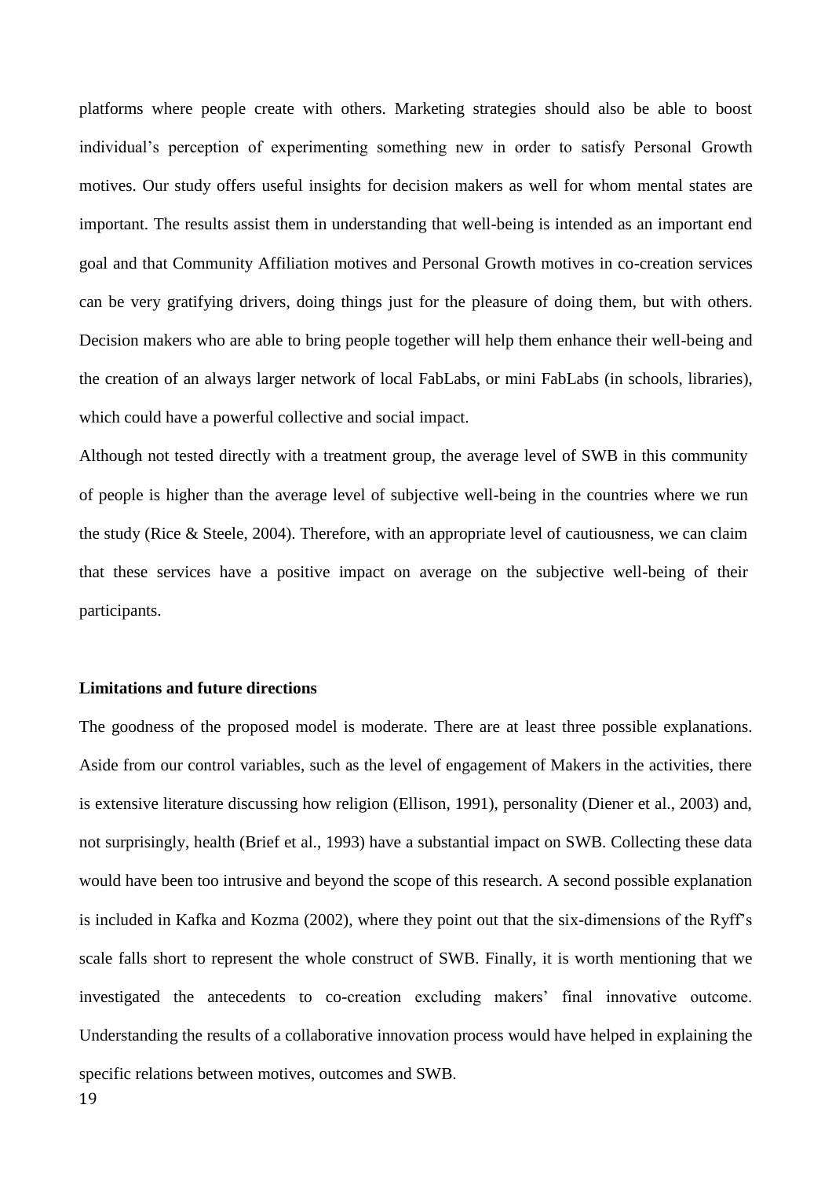platforms where people create with others. Marketing strategies should also be able to boost individual's perception of experimenting something new in order to satisfy Personal Growth motives. Our study offers useful insights for decision makers as well for whom mental states are important. The results assist them in understanding that well-being is intended as an important end goal and that Community Affiliation motives and Personal Growth motives in co-creation services can be very gratifying drivers, doing things just for the pleasure of doing them, but with others. Decision makers who are able to bring people together will help them enhance their well-being and the creation of an always larger network of local FabLabs, or mini FabLabs (in schools, libraries), which could have a powerful collective and social impact.

Although not tested directly with a treatment group, the average level of SWB in this community of people is higher than the average level of subjective well-being in the countries where we run the study (Rice & Steele, 2004). Therefore, with an appropriate level of cautiousness, we can claim that these services have a positive impact on average on the subjective well-being of their participants.

**Limitations and future directions**

The goodness of the proposed model is moderate. There are at least three possible explanations. Aside from our control variables, such as the level of engagement of Makers in the activities, there is extensive literature discussing how religion (Ellison, 1991), personality (Diener et al., 2003) and, not surprisingly, health (Brief et al., 1993) have a substantial impact on SWB. Collecting these data would have been too intrusive and beyond the scope of this research. A second possible explanation is included in Kafka and Kozma (2002), where they point out that the six-dimensions of the Ryff's scale falls short to represent the whole construct of SWB. Finally, it is worth mentioning that we investigated the antecedents to co-creation excluding makers' final innovative outcome. Understanding the results of a collaborative innovation process would have helped in explaining the specific relations between motives, outcomes and SWB.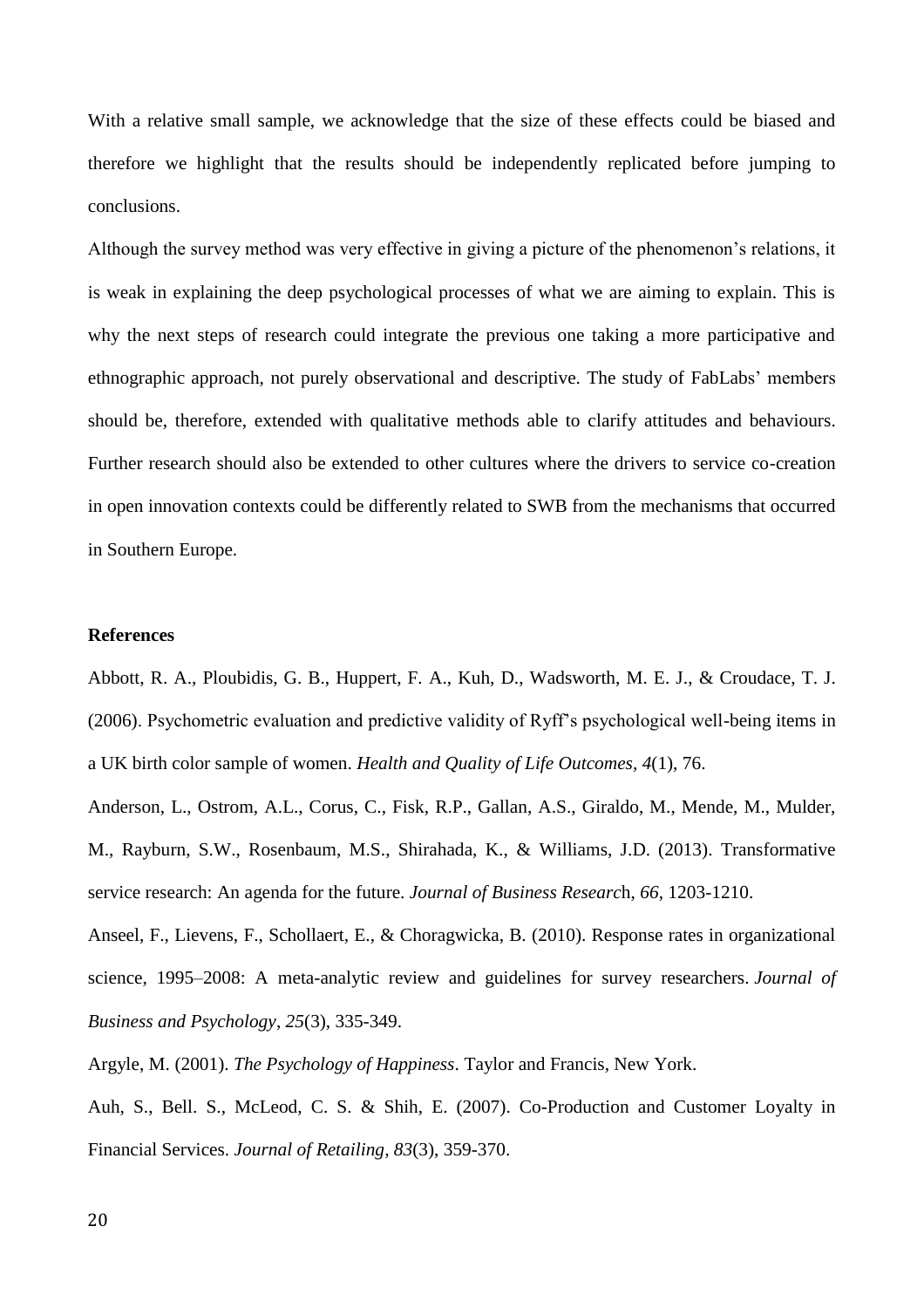With a relative small sample, we acknowledge that the size of these effects could be biased and therefore we highlight that the results should be independently replicated before jumping to conclusions.

Although the survey method was very effective in giving a picture of the phenomenon's relations, it is weak in explaining the deep psychological processes of what we are aiming to explain. This is why the next steps of research could integrate the previous one taking a more participative and ethnographic approach, not purely observational and descriptive. The study of FabLabs' members should be, therefore, extended with qualitative methods able to clarify attitudes and behaviours. Further research should also be extended to other cultures where the drivers to service co-creation in open innovation contexts could be differently related to SWB from the mechanisms that occurred in Southern Europe.

**References**

Abbott, R. A., Ploubidis, G. B., Huppert, F. A., Kuh, D., Wadsworth, M. E. J., & Croudace, T. J. (2006). Psychometric evaluation and predictive validity of Ryff's psychological well-being items in a UK birth color sample of women. *Health and Quality of Life Outcomes*, *4*(1), 76.

Anderson, L., Ostrom, A.L., Corus, C., Fisk, R.P., Gallan, A.S., Giraldo, M., Mende, M., Mulder, M., Rayburn, S.W., Rosenbaum, M.S., Shirahada, K., & Williams, J.D. (2013). Transformative service research: An agenda for the future. *Journal of Business Research*, *66*, 1203-1210.

Anseel, F., Lievens, F., Schollaert, E., & Choragwicka, B. (2010). Response rates in organizational science, 1995–2008: A meta-analytic review and guidelines for survey researchers. *Journal of Business and Psychology*, *25*(3), 335-349.

Argyle, M. (2001). *The Psychology of Happiness*. Taylor and Francis, New York.

Auh, S., Bell. S., McLeod, C. S. & Shih, E. (2007). Co-Production and Customer Loyalty in Financial Services. *Journal of Retailing, 83*(3), 359-370.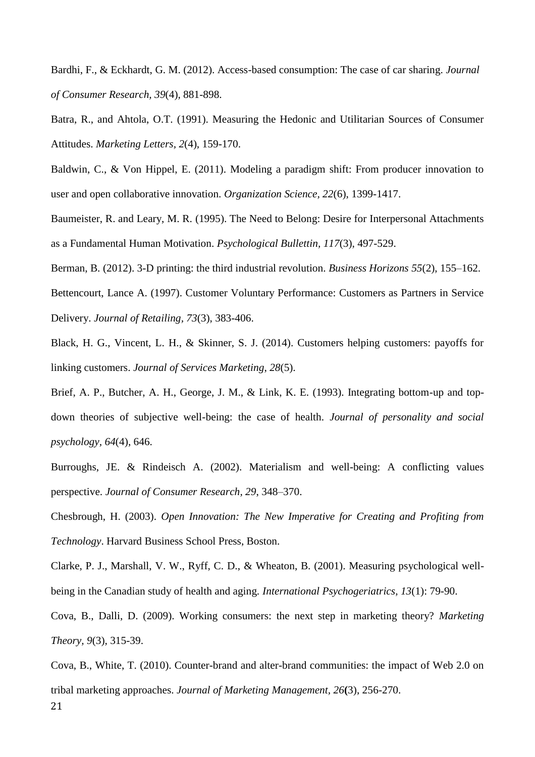Bardhi, F., & Eckhardt, G. M. (2012). Access-based consumption: The case of car sharing. *Journal of Consumer Research, 39*(4), 881-898.

Batra, R., and Ahtola, O.T. (1991). Measuring the Hedonic and Utilitarian Sources of Consumer Attitudes. *Marketing Letters, 2*(4), 159-170.

Baldwin, C., & Von Hippel, E. (2011). Modeling a paradigm shift: From producer innovation to user and open collaborative innovation. *Organization Science, 22*(6), 1399-1417.

Baumeister, R. and Leary, M. R. (1995). The Need to Belong: Desire for Interpersonal Attachments as a Fundamental Human Motivation. *Psychological Bullettin, 117*(3), 497-529.

Berman, B. (2012). 3-D printing: the third industrial revolution. *Business Horizons 55*(2), 155–162.

Bettencourt, Lance A. (1997). Customer Voluntary Performance: Customers as Partners in Service Delivery. *Journal of Retailing, 73*(3), 383-406.

Black, H. G., Vincent, L. H., & Skinner, S. J. (2014). Customers helping customers: payoffs for linking customers. *Journal of Services Marketing, 28*(5).

Brief, A. P., Butcher, A. H., George, J. M., & Link, K. E. (1993). Integrating bottom-up and top-down theories of subjective well-being: the case of health. *Journal of personality and social psychology, 64*(4), 646.

Burroughs, JE. & Rindeisch A. (2002). Materialism and well-being: A conflicting values perspective. *Journal of Consumer Research, 29*, 348–370.

Chesbrough, H. (2003). *Open Innovation: The New Imperative for Creating and Profiting from Technology*. Harvard Business School Press, Boston.

Clarke, P. J., Marshall, V. W., Ryff, C. D., & Wheaton, B. (2001). Measuring psychological well-being in the Canadian study of health and aging. *International Psychogeriatrics, 13*(1): 79-90.

Cova, B., Dalli, D. (2009). Working consumers: the next step in marketing theory? *Marketing Theory, 9*(3), 315-39.

Cova, B., White, T. (2010). Counter-brand and alter-brand communities: the impact of Web 2.0 on tribal marketing approaches. *Journal of Marketing Management, 26*(3), 256-270.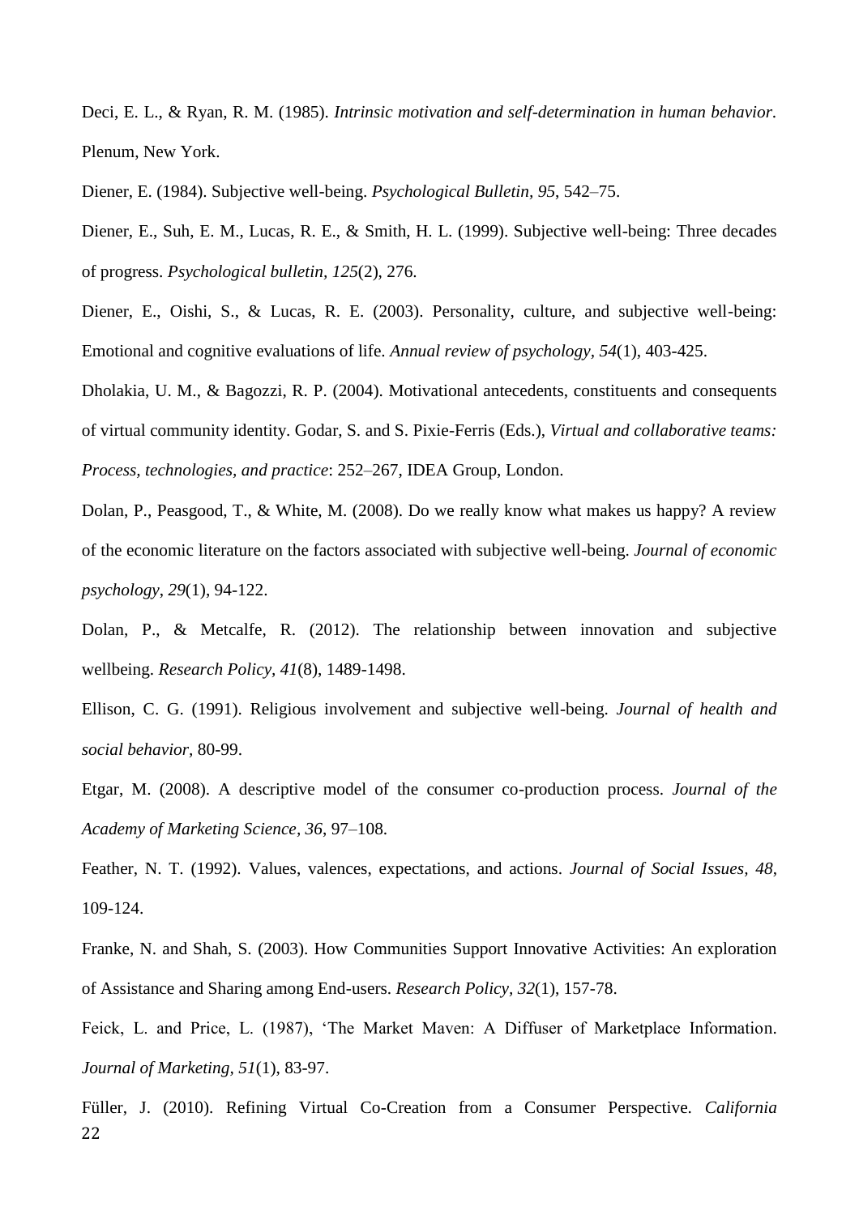Deci, E. L., & Ryan, R. M. (1985). *Intrinsic motivation and self-determination in human behavior*. Plenum, New York.

Diener, E. (1984). Subjective well-being. *Psychological Bulletin, 95*, 542–75.

Diener, E., Suh, E. M., Lucas, R. E., & Smith, H. L. (1999). Subjective well-being: Three decades of progress. *Psychological bulletin*, *125*(2), 276.

Diener, E., Oishi, S., & Lucas, R. E. (2003). Personality, culture, and subjective well-being: Emotional and cognitive evaluations of life. *Annual review of psychology*, *54*(1), 403-425.

Dholakia, U. M., & Bagozzi, R. P. (2004). Motivational antecedents, constituents and consequents of virtual community identity. Godar, S. and S. Pixie-Ferris (Eds.), *Virtual and collaborative teams: Process, technologies, and practice*: 252–267, IDEA Group, London.

Dolan, P., Peasgood, T., & White, M. (2008). Do we really know what makes us happy? A review of the economic literature on the factors associated with subjective well-being. *Journal of economic psychology*, *29*(1), 94-122.

Dolan, P., & Metcalfe, R. (2012). The relationship between innovation and subjective wellbeing. *Research Policy*, *41*(8), 1489-1498.

Ellison, C. G. (1991). Religious involvement and subjective well-being. *Journal of health and social behavior*, 80-99.

Etgar, M. (2008). A descriptive model of the consumer co-production process. *Journal of the Academy of Marketing Science, 36*, 97–108.

Feather, N. T. (1992). Values, valences, expectations, and actions. *Journal of Social Issues, 48*, 109-124.

Franke, N. and Shah, S. (2003). How Communities Support Innovative Activities: An exploration of Assistance and Sharing among End-users. *Research Policy*, *32*(1), 157-78.

Feick, L. and Price, L. (1987), 'The Market Maven: A Diffuser of Marketplace Information. *Journal of Marketing*, *51*(1), 83-97.

Füller, J. (2010). Refining Virtual Co-Creation from a Consumer Perspective. *California*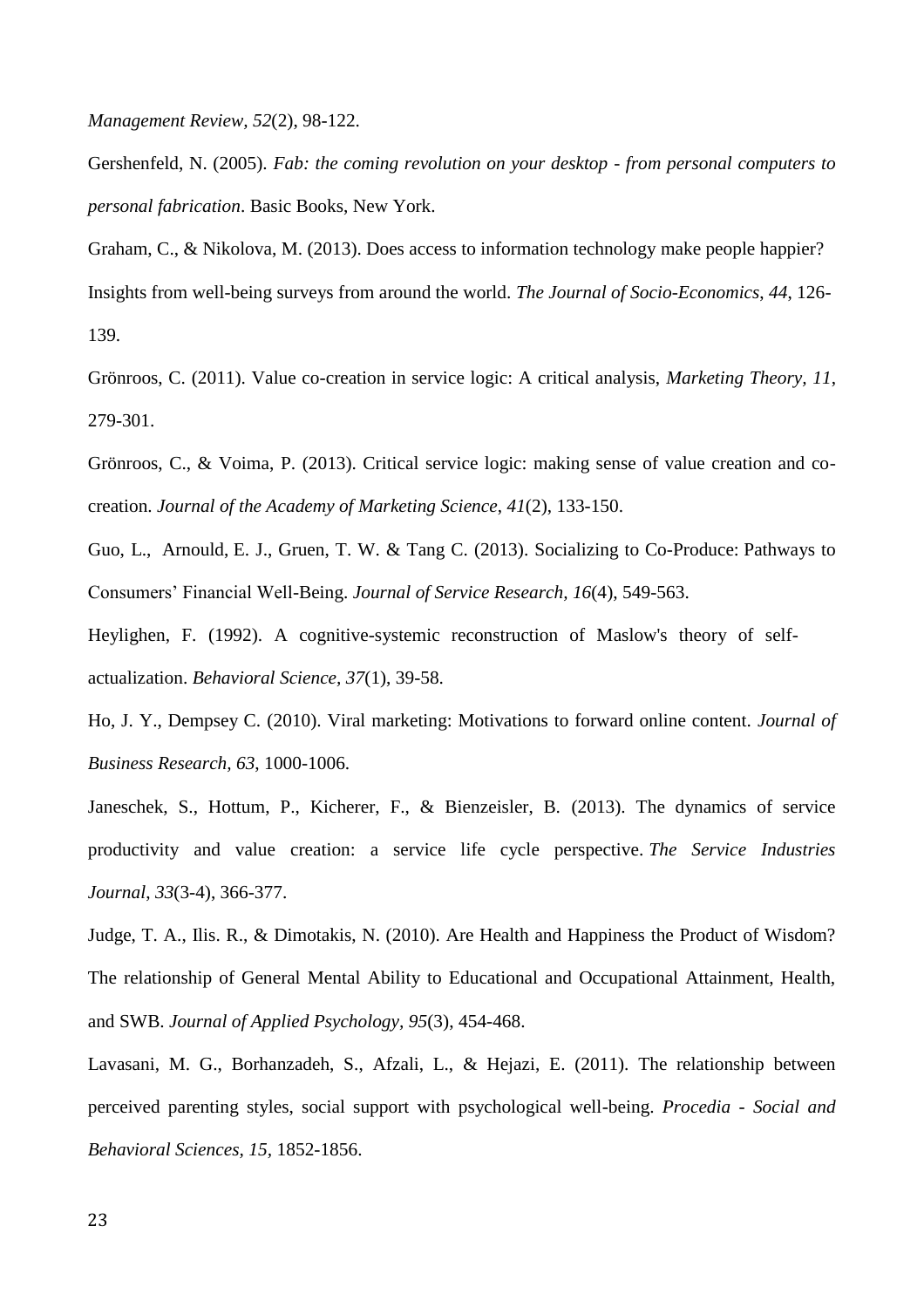*Management Review*, *52*(2), 98-122.

Gershenfeld, N. (2005). *Fab: the coming revolution on your desktop - from personal computers to personal fabrication*. Basic Books, New York.

Graham, C., & Nikolova, M. (2013). Does access to information technology make people happier? Insights from well-being surveys from around the world. *The Journal of Socio-Economics*, *44*, 126-139.

Grönroos, C. (2011). Value co-creation in service logic: A critical analysis, *Marketing Theory*, *11*, 279-301.

Grönroos, C., & Voima, P. (2013). Critical service logic: making sense of value creation and co-creation. *Journal of the Academy of Marketing Science*, *41*(2), 133-150.

Guo, L., Arnould, E. J., Gruen, T. W. & Tang C. (2013). Socializing to Co-Produce: Pathways to Consumers' Financial Well-Being. *Journal of Service Research, 16*(4), 549-563.

Heylighen, F. (1992). A cognitive-systemic reconstruction of Maslow's theory of self-actualization. *Behavioral Science*, *37*(1), 39-58.

Ho, J. Y., Dempsey C. (2010). Viral marketing: Motivations to forward online content. *Journal of Business Research, 63*, 1000-1006.

Janeschek, S., Hottum, P., Kicherer, F., & Bienzeisler, B. (2013). The dynamics of service productivity and value creation: a service life cycle perspective. *The Service Industries Journal*, *33*(3-4), 366-377.

Judge, T. A., Ilis. R., & Dimotakis, N. (2010). Are Health and Happiness the Product of Wisdom? The relationship of General Mental Ability to Educational and Occupational Attainment, Health, and SWB. *Journal of Applied Psychology*, *95*(3), 454-468.

Lavasani, M. G., Borhanzadeh, S., Afzali, L., & Hejazi, E. (2011). The relationship between perceived parenting styles, social support with psychological well-being. *Procedia - Social and Behavioral Sciences*, *15*, 1852-1856.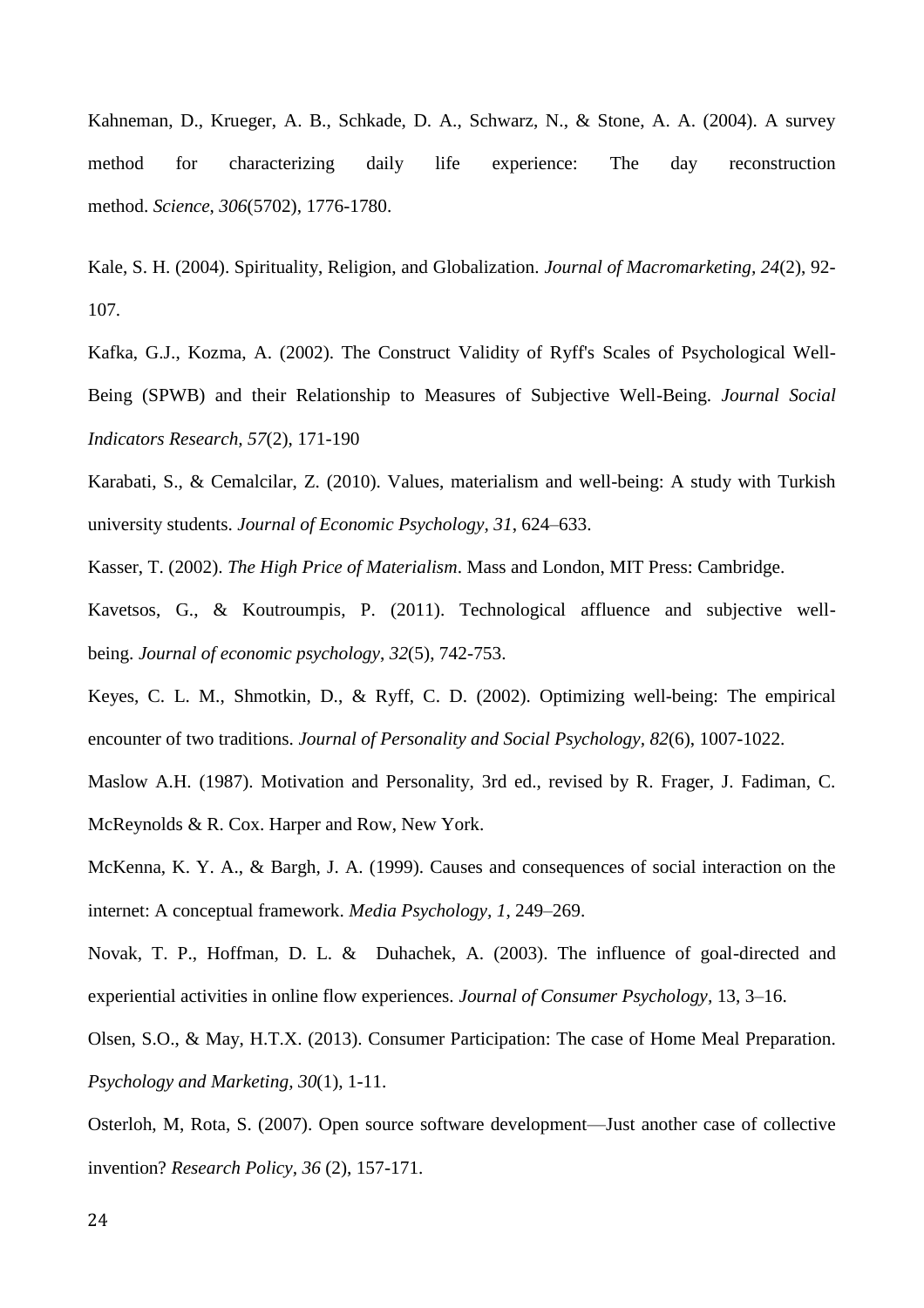Kahneman, D., Krueger, A. B., Schkade, D. A., Schwarz, N., & Stone, A. A. (2004). A survey method for characterizing daily life experience: The day reconstruction method. *Science*, *306*(5702), 1776-1780.

Kale, S. H. (2004). Spirituality, Religion, and Globalization. *Journal of Macromarketing, 24*(2), 92-107.

Kafka, G.J., Kozma, A. (2002). The Construct Validity of Ryff's Scales of Psychological Well-Being (SPWB) and their Relationship to Measures of Subjective Well-Being. *Journal Social Indicators Research, 57*(2), 171-190

Karabati, S., & Cemalcilar, Z. (2010). Values, materialism and well-being: A study with Turkish university students. *Journal of Economic Psychology, 31*, 624–633.

Kasser, T. (2002). *The High Price of Materialism*. Mass and London, MIT Press: Cambridge.

Kavetsos, G., & Koutroumpis, P. (2011). Technological affluence and subjective well-being. *Journal of economic psychology*, *32*(5), 742-753.

Keyes, C. L. M., Shmotkin, D., & Ryff, C. D. (2002). Optimizing well-being: The empirical encounter of two traditions. *Journal of Personality and Social Psychology, 82*(6), 1007-1022.

Maslow A.H. (1987). Motivation and Personality, 3rd ed., revised by R. Frager, J. Fadiman, C. McReynolds & R. Cox. Harper and Row, New York.

McKenna, K. Y. A., & Bargh, J. A. (1999). Causes and consequences of social interaction on the internet: A conceptual framework. *Media Psychology, 1*, 249–269.

Novak, T. P., Hoffman, D. L. & Duhachek, A. (2003). The influence of goal-directed and experiential activities in online flow experiences. *Journal of Consumer Psychology*, 13, 3–16.

Olsen, S.O., & May, H.T.X. (2013). Consumer Participation: The case of Home Meal Preparation. *Psychology and Marketing, 30*(1), 1-11.

Osterloh, M, Rota, S. (2007). Open source software development—Just another case of collective invention? *Research Policy*, *36* (2), 157-171.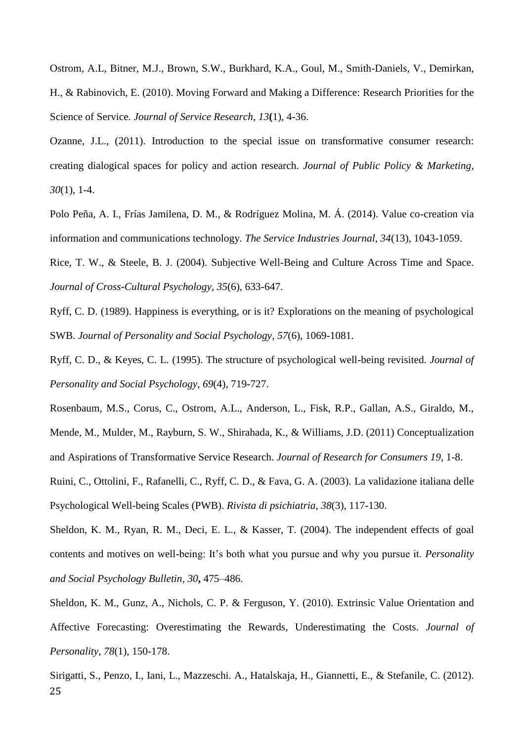Ostrom, A.L, Bitner, M.J., Brown, S.W., Burkhard, K.A., Goul, M., Smith-Daniels, V., Demirkan, H., & Rabinovich, E. (2010). Moving Forward and Making a Difference: Research Priorities for the Science of Service. *Journal of Service Research, 13***(**1), 4-36.

Ozanne, J.L., (2011). Introduction to the special issue on transformative consumer research: creating dialogical spaces for policy and action research. *Journal of Public Policy & Marketing, 30*(1), 1-4.

Polo Peña, A. I., Frías Jamilena, D. M., & Rodríguez Molina, M. Á. (2014). Value co-creation via information and communications technology. *The Service Industries Journal, 34*(13), 1043-1059.

Rice, T. W., & Steele, B. J. (2004). Subjective Well-Being and Culture Across Time and Space. *Journal of Cross-Cultural Psychology, 35*(6), 633-647.

Ryff, C. D. (1989). Happiness is everything, or is it? Explorations on the meaning of psychological SWB. *Journal of Personality and Social Psychology, 57*(6), 1069-1081.

Ryff, C. D., & Keyes, C. L. (1995). The structure of psychological well-being revisited. *Journal of Personality and Social Psychology, 69*(4), 719-727.

Rosenbaum, M.S., Corus, C., Ostrom, A.L., Anderson, L., Fisk, R.P., Gallan, A.S., Giraldo, M., Mende, M., Mulder, M., Rayburn, S. W., Shirahada, K., & Williams, J.D. (2011) Conceptualization and Aspirations of Transformative Service Research. *Journal of Research for Consumers 19*, 1-8.

Ruini, C., Ottolini, F., Rafanelli, C., Ryff, C. D., & Fava, G. A. (2003). La validazione italiana delle Psychological Well-being Scales (PWB). *Rivista di psichiatria, 38*(3), 117-130.

Sheldon, K. M., Ryan, R. M., Deci, E. L., & Kasser, T. (2004). The independent effects of goal contents and motives on well-being: It's both what you pursue and why you pursue it. *Personality and Social Psychology Bulletin, 30***,** 475–486.

Sheldon, K. M., Gunz, A., Nichols, C. P. & Ferguson, Y. (2010). Extrinsic Value Orientation and Affective Forecasting: Overestimating the Rewards, Underestimating the Costs. *Journal of Personality, 78*(1), 150-178.

Sirigatti, S., Penzo, I., Iani, L., Mazzeschi. A., Hatalskaja, H., Giannetti, E., & Stefanile, C. (2012).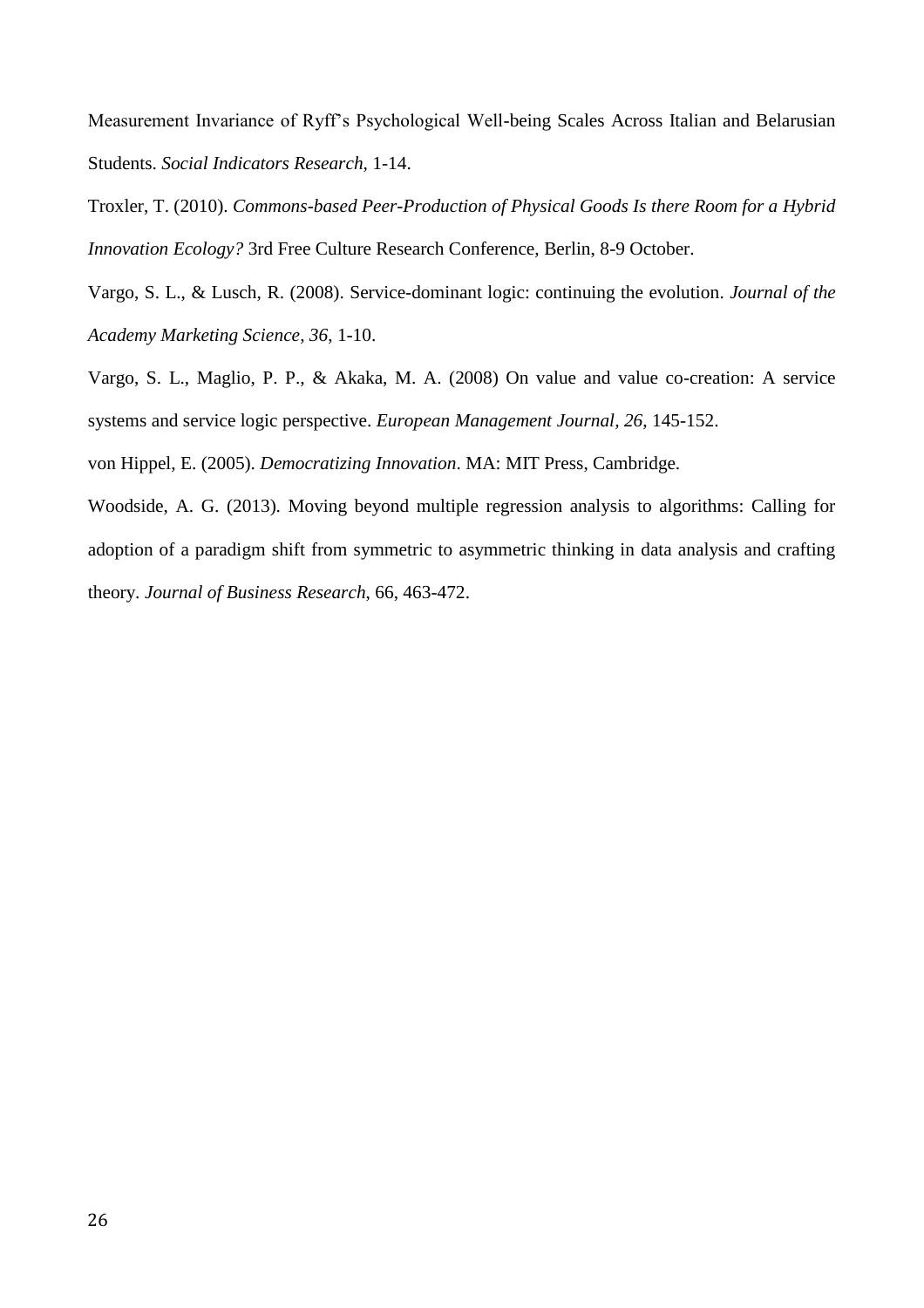Measurement Invariance of Ryff's Psychological Well-being Scales Across Italian and Belarusian Students. *Social Indicators Research*, 1-14.

Troxler, T. (2010). *Commons-based Peer-Production of Physical Goods Is there Room for a Hybrid Innovation Ecology?* 3rd Free Culture Research Conference, Berlin, 8-9 October.

Vargo, S. L., & Lusch, R. (2008). Service-dominant logic: continuing the evolution. *Journal of the Academy Marketing Science, 36*, 1-10.

Vargo, S. L., Maglio, P. P., & Akaka, M. A. (2008) On value and value co-creation: A service systems and service logic perspective. *European Management Journal, 26*, 145-152.

von Hippel, E. (2005). *Democratizing Innovation*. MA: MIT Press, Cambridge.

Woodside, A. G. (2013). Moving beyond multiple regression analysis to algorithms: Calling for adoption of a paradigm shift from symmetric to asymmetric thinking in data analysis and crafting theory. *Journal of Business Research*, 66, 463-472.